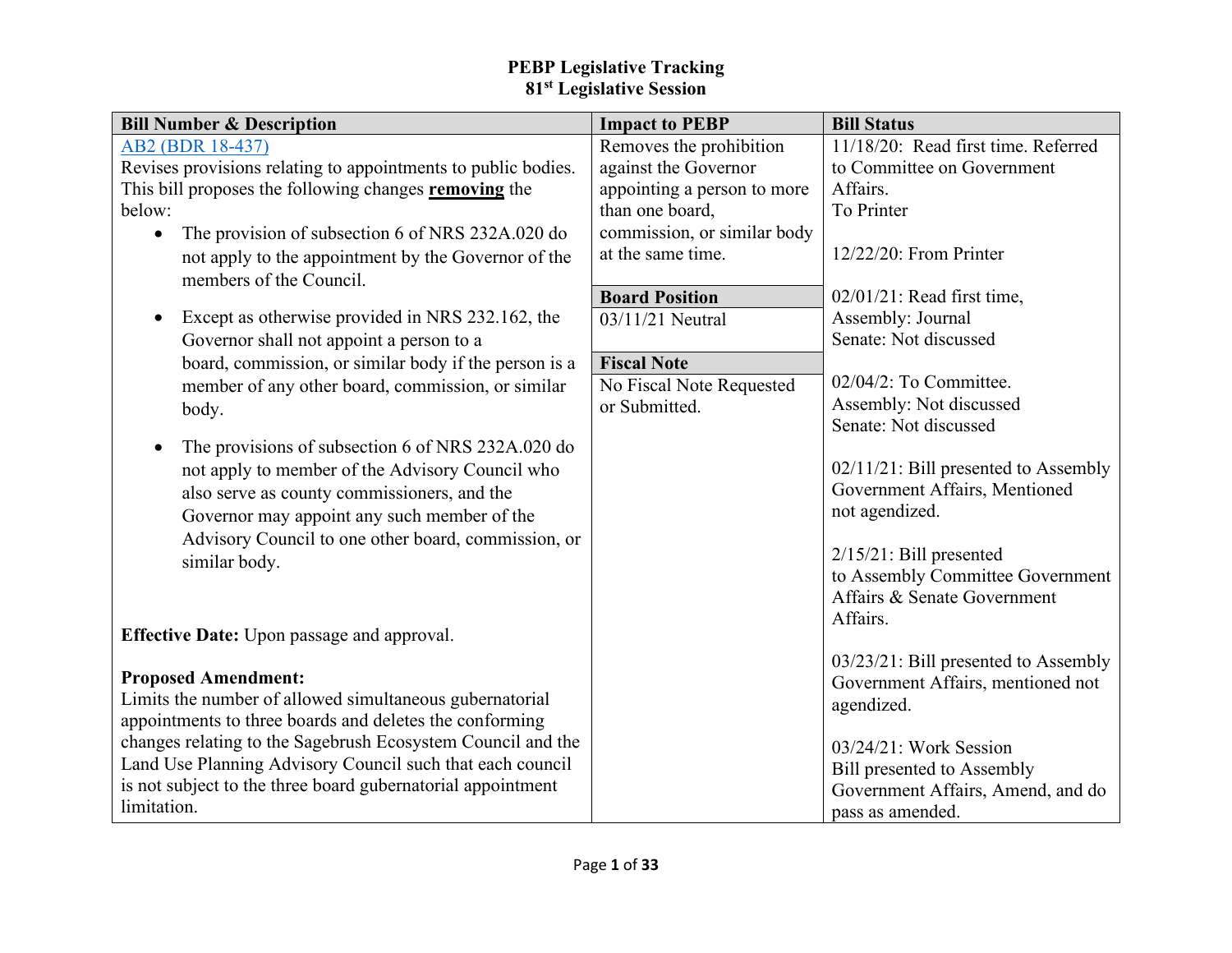# PEBP Legislative Tracking
## 81st Legislative Session

| Bill Number & Description | Impact to PEBP | Bill Status |
|---|---|---|
| [AB2 (BDR 18-437)]<br>Revises provisions relating to appointments to public bodies. This bill proposes the following changes **removing** the below:<br>• The provision of subsection 6 of NRS 232A.020 do not apply to the appointment by the Governor of the members of the Council.<br>• Except as otherwise provided in NRS 232.162, the Governor shall not appoint a person to a board, commission, or similar body if the person is a member of any other board, commission, or similar body.<br>• The provisions of subsection 6 of NRS 232A.020 do not apply to member of the Advisory Council who also serve as county commissioners, and the Governor may appoint any such member of the Advisory Council to one other board, commission, or similar body.<br><br>**Effective Date:** Upon passage and approval.<br><br>**Proposed Amendment:**<br>Limits the number of allowed simultaneous gubernatorial appointments to three boards and deletes the conforming changes relating to the Sagebrush Ecosystem Council and the Land Use Planning Advisory Council such that each council is not subject to the three board gubernatorial appointment limitation. | Removes the prohibition against the Governor appointing a person to more than one board, commission, or similar body at the same time.<br><br>**Board Position**<br>03/11/21 Neutral<br><br>**Fiscal Note**<br>No Fiscal Note Requested or Submitted. | 11/18/20: Read first time. Referred to Committee on Government Affairs.<br>To Printer<br><br>12/22/20: From Printer<br><br>02/01/21: Read first time,<br>Assembly: Journal<br>Senate: Not discussed<br><br>02/04/2: To Committee.<br>Assembly: Not discussed<br>Senate: Not discussed<br><br>02/11/21: Bill presented to Assembly Government Affairs, Mentioned not agendized.<br><br>2/15/21: Bill presented to Assembly Committee Government Affairs & Senate Government Affairs.<br><br>03/23/21: Bill presented to Assembly Government Affairs, mentioned not agendized.<br><br>03/24/21: Work Session<br>Bill presented to Assembly Government Affairs, Amend, and do pass as amended. |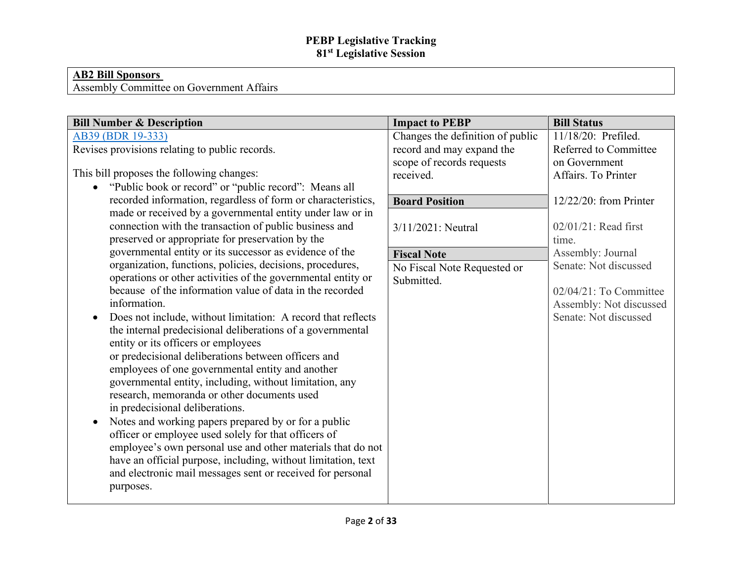## PEBP Legislative Tracking
## 81st Legislative Session

| **AB2 Bill Sponsors** |
|---|
| Assembly Committee on Government Affairs |

| Bill Number & Description | Impact to PEBP | Bill Status |
|---|---|---|
| [AB39 (BDR 19-333)](#)<br>Revises provisions relating to public records.<br><br>This bill proposes the following changes:<br>• "Public book or record" or "public record": Means all recorded information, regardless of form or characteristics, made or received by a governmental entity under law or in connection with the transaction of public business and preserved or appropriate for preservation by the governmental entity or its successor as evidence of the organization, functions, policies, decisions, procedures, operations or other activities of the governmental entity or because of the information value of data in the recorded information.<br>• Does not include, without limitation: A record that reflects the internal predecisional deliberations of a governmental entity or its officers or employees or predecisional deliberations between officers and employees of one governmental entity and another governmental entity, including, without limitation, any research, memoranda or other documents used in predecisional deliberations.<br>• Notes and working papers prepared by or for a public officer or employee used solely for that officers of employee's own personal use and other materials that do not have an official purpose, including, without limitation, text and electronic mail messages sent or received for personal purposes. | Changes the definition of public record and may expand the scope of records requests received.<br><br>**Board Position**<br><br>3/11/2021: Neutral<br><br>**Fiscal Note**<br><br>No Fiscal Note Requested or Submitted. | 11/18/20: Prefiled. Referred to Committee on Government Affairs. To Printer<br><br>12/22/20: from Printer<br><br>02/01/21: Read first time.<br>Assembly: Journal<br>Senate: Not discussed<br><br>02/04/21: To Committee<br>Assembly: Not discussed<br>Senate: Not discussed |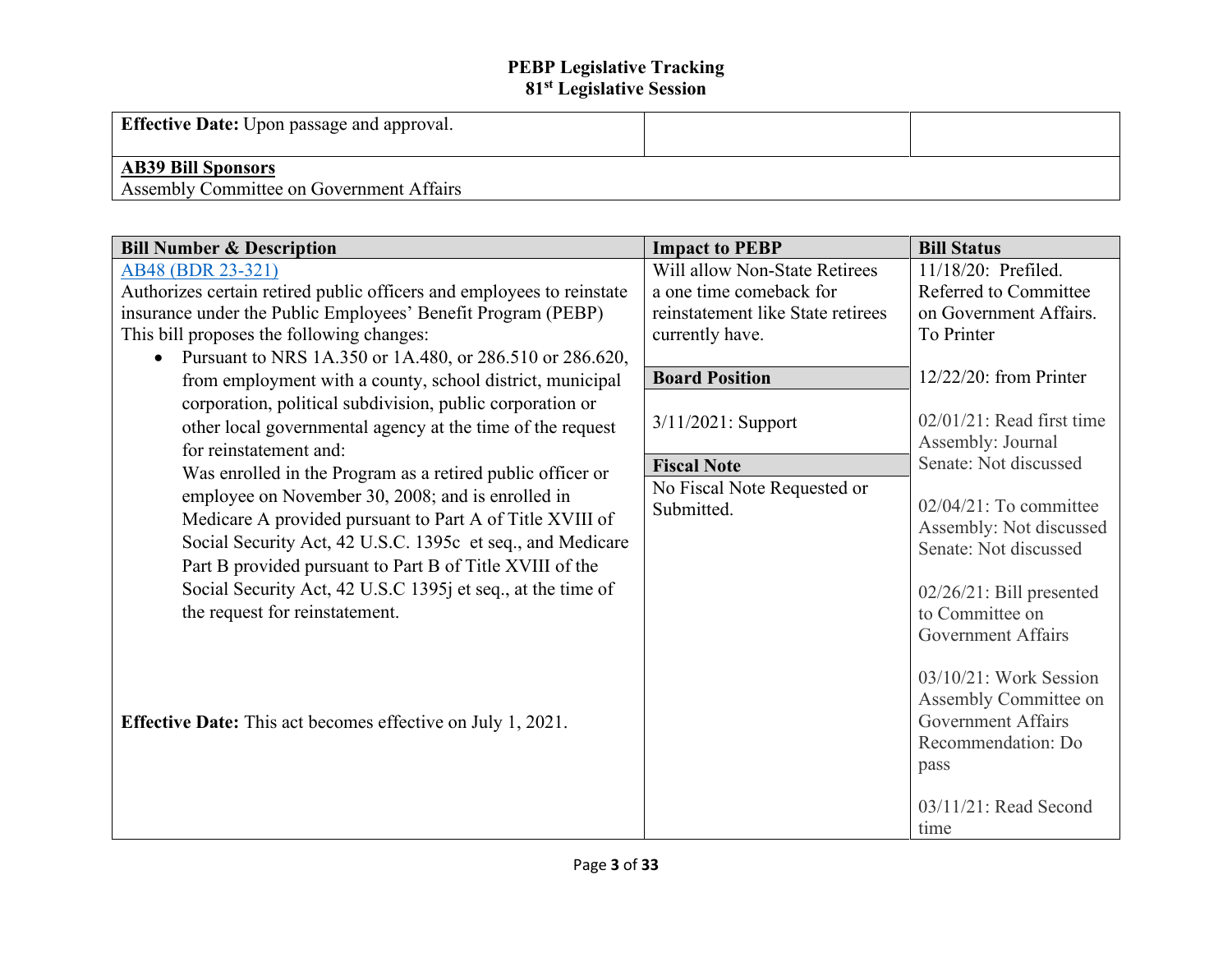# PEBP Legislative Tracking
## 81st Legislative Session

| | | |
|---|---|---|
| **Effective Date:** Upon passage and approval. | | |
| **AB39 Bill Sponsors**<br>Assembly Committee on Government Affairs | | |

| Bill Number & Description | Impact to PEBP | Bill Status |
|---|---|---|
| AB48 (BDR 23-321)<br>Authorizes certain retired public officers and employees to reinstate insurance under the Public Employees' Benefit Program (PEBP) This bill proposes the following changes:<br>• Pursuant to NRS 1A.350 or 1A.480, or 286.510 or 286.620, from employment with a county, school district, municipal corporation, political subdivision, public corporation or other local governmental agency at the time of the request for reinstatement and:<br>Was enrolled in the Program as a retired public officer or employee on November 30, 2008; and is enrolled in Medicare A provided pursuant to Part A of Title XVIII of Social Security Act, 42 U.S.C. 1395c et seq., and Medicare Part B provided pursuant to Part B of Title XVIII of the Social Security Act, 42 U.S.C 1395j et seq., at the time of the request for reinstatement.<br><br>**Effective Date:** This act becomes effective on July 1, 2021. | Will allow Non-State Retirees a one time comeback for reinstatement like State retirees currently have.<br><br>**Board Position**<br>3/11/2021: Support<br><br>**Fiscal Note**<br>No Fiscal Note Requested or Submitted. | 11/18/20: Prefiled. Referred to Committee on Government Affairs. To Printer<br><br>12/22/20: from Printer<br><br>02/01/21: Read first time Assembly: Journal Senate: Not discussed<br><br>02/04/21: To committee Assembly: Not discussed Senate: Not discussed<br><br>02/26/21: Bill presented to Committee on Government Affairs<br><br>03/10/21: Work Session Assembly Committee on Government Affairs Recommendation: Do pass<br><br>03/11/21: Read Second time |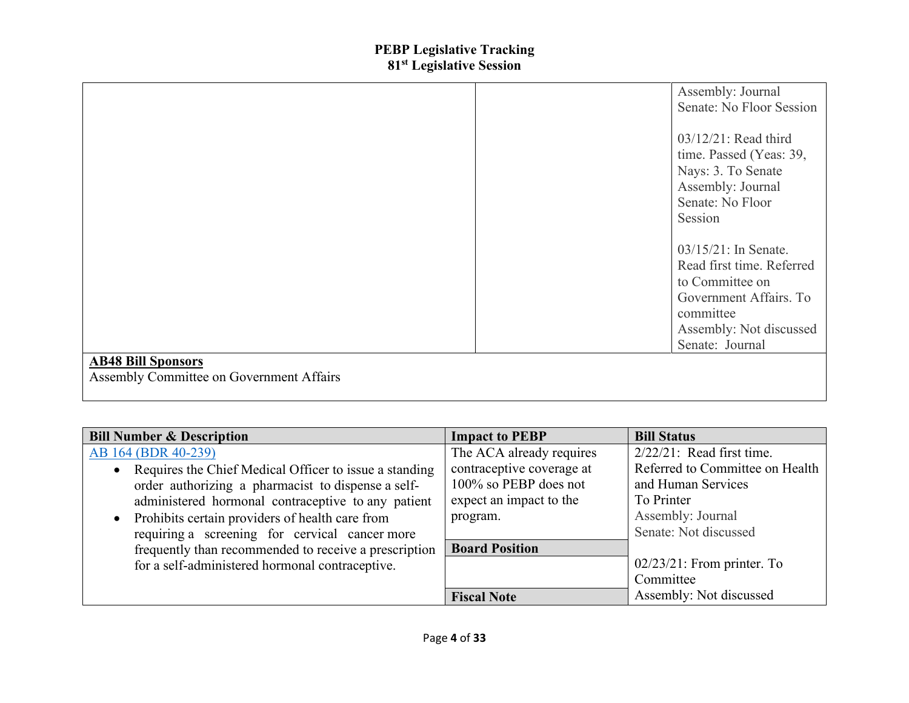# PEBP Legislative Tracking
## 81st Legislative Session

| | | |
|---|---|---|
| | | Assembly: Journal<br>Senate: No Floor Session<br><br>03/12/21: Read third time. Passed (Yeas: 39, Nays: 3. To Senate<br>Assembly: Journal<br>Senate: No Floor Session<br><br>03/15/21: In Senate. Read first time. Referred to Committee on Government Affairs. To committee<br>Assembly: Not discussed<br>Senate: Journal |
| **AB48 Bill Sponsors**<br>Assembly Committee on Government Affairs | | |

| Bill Number & Description | Impact to PEBP | Bill Status |
|---|---|---|
| AB 164 (BDR 40-239)<br>• Requires the Chief Medical Officer to issue a standing order authorizing a pharmacist to dispense a self-administered hormonal contraceptive to any patient<br>• Prohibits certain providers of health care from requiring a screening for cervical cancer more frequently than recommended to receive a prescription for a self-administered hormonal contraceptive. | The ACA already requires contraceptive coverage at 100% so PEBP does not expect an impact to the program.<br><br>**Board Position**<br><br>**Fiscal Note** | 2/22/21: Read first time. Referred to Committee on Health and Human Services<br>To Printer<br>Assembly: Journal<br>Senate: Not discussed<br><br>02/23/21: From printer. To Committee<br>Assembly: Not discussed |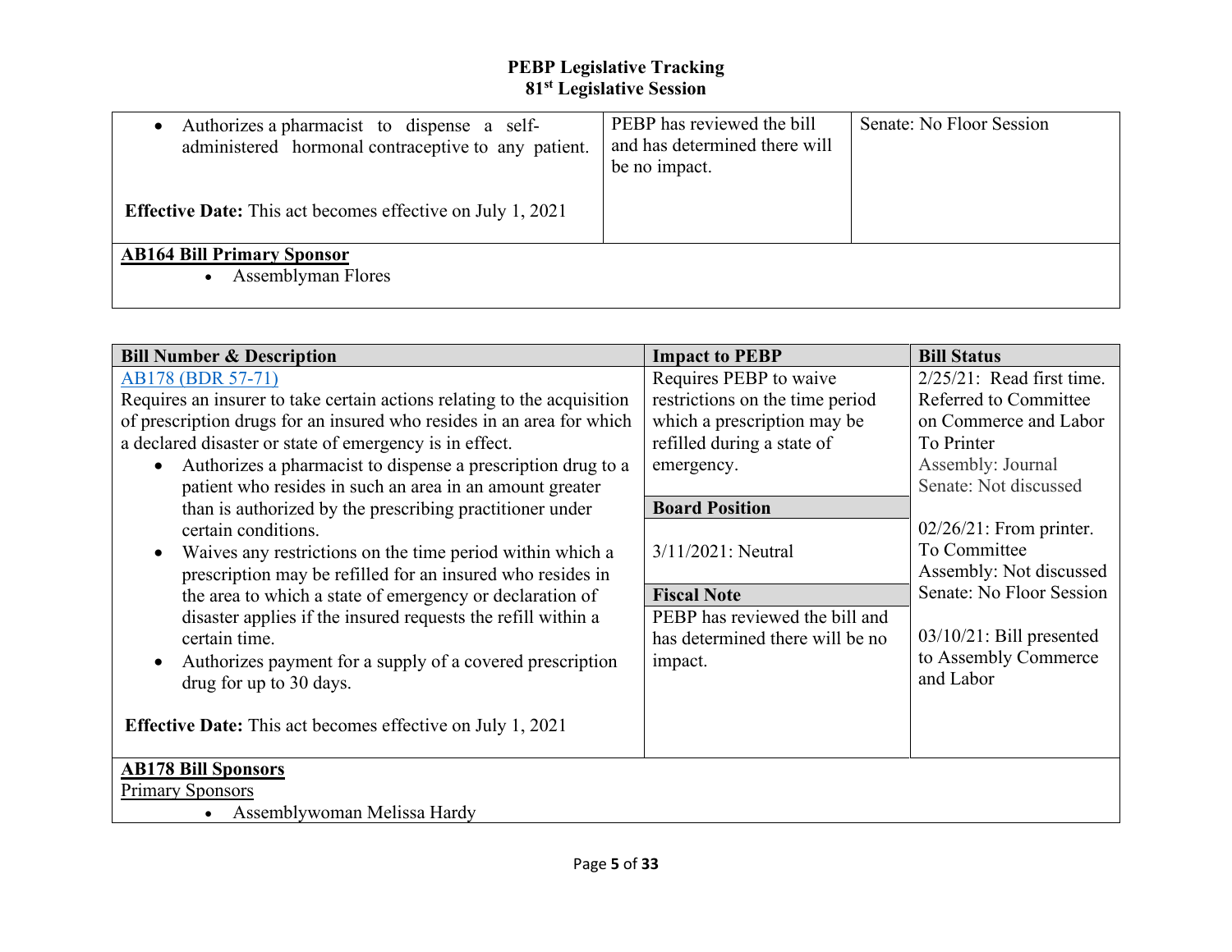**PEBP Legislative Tracking**
**81st Legislative Session**

| | | |
|---|---|---|
| • Authorizes a pharmacist to dispense a self-administered hormonal contraceptive to any patient.<br><br>**Effective Date:** This act becomes effective on July 1, 2021 | PEBP has reviewed the bill and has determined there will be no impact. | Senate: No Floor Session |
| **AB164 Bill Primary Sponsor**<br>• Assemblyman Flores | | |

| Bill Number & Description | Impact to PEBP | Bill Status |
|---|---|---|
| [AB178 (BDR 57-71)](#)<br>Requires an insurer to take certain actions relating to the acquisition of prescription drugs for an insured who resides in an area for which a declared disaster or state of emergency is in effect.<br>• Authorizes a pharmacist to dispense a prescription drug to a patient who resides in such an area in an amount greater than is authorized by the prescribing practitioner under certain conditions.<br>• Waives any restrictions on the time period within which a prescription may be refilled for an insured who resides in the area to which a state of emergency or declaration of disaster applies if the insured requests the refill within a certain time.<br>• Authorizes payment for a supply of a covered prescription drug for up to 30 days.<br><br>**Effective Date:** This act becomes effective on July 1, 2021 | Requires PEBP to waive restrictions on the time period which a prescription may be refilled during a state of emergency.<br><br>**Board Position**<br>3/11/2021: Neutral<br><br>**Fiscal Note**<br>PEBP has reviewed the bill and has determined there will be no impact. | 2/25/21: Read first time. Referred to Committee on Commerce and Labor To Printer<br>Assembly: Journal<br>Senate: Not discussed<br><br>02/26/21: From printer. To Committee<br>Assembly: Not discussed<br>Senate: No Floor Session<br><br>03/10/21: Bill presented to Assembly Commerce and Labor |
| **AB178 Bill Sponsors**<br>Primary Sponsors<br>• Assemblywoman Melissa Hardy | | |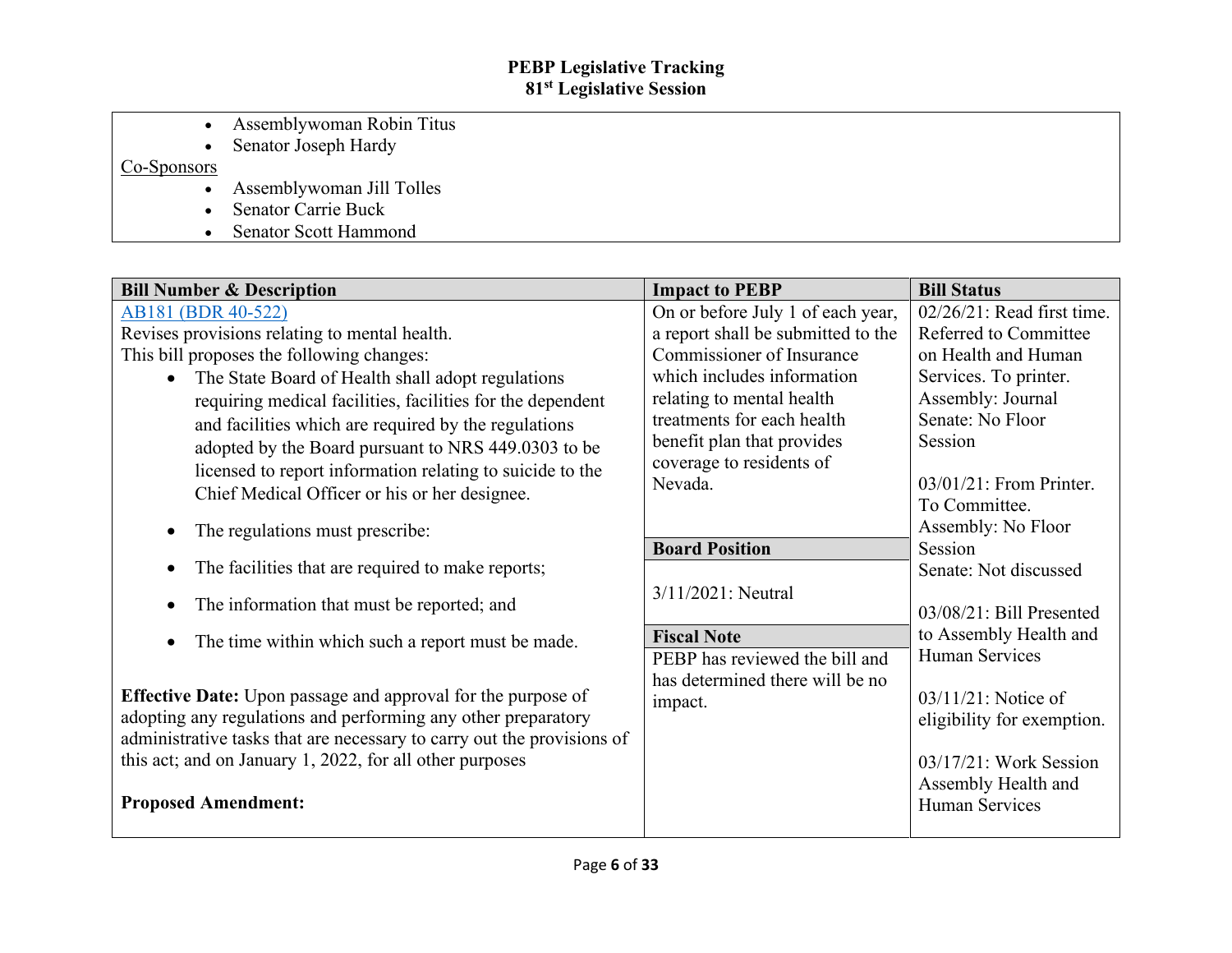**PEBP Legislative Tracking**
**81st Legislative Session**

| |
|---|
| • Assemblywoman Robin Titus<br>• Senator Joseph Hardy<br>Co-Sponsors<br>• Assemblywoman Jill Tolles<br>• Senator Carrie Buck<br>• Senator Scott Hammond |

| Bill Number & Description | Impact to PEBP | Bill Status |
|---|---|---|
| [AB181 (BDR 40-522)]<br>Revises provisions relating to mental health.<br>This bill proposes the following changes:<br>• The State Board of Health shall adopt regulations requiring medical facilities, facilities for the dependent and facilities which are required by the regulations adopted by the Board pursuant to NRS 449.0303 to be licensed to report information relating to suicide to the Chief Medical Officer or his or her designee.<br>• The regulations must prescribe:<br>• The facilities that are required to make reports;<br>• The information that must be reported; and<br>• The time within which such a report must be made.<br><br>**Effective Date:** Upon passage and approval for the purpose of adopting any regulations and performing any other preparatory administrative tasks that are necessary to carry out the provisions of this act; and on January 1, 2022, for all other purposes<br><br>**Proposed Amendment:** | On or before July 1 of each year, a report shall be submitted to the Commissioner of Insurance which includes information relating to mental health treatments for each health benefit plan that provides coverage to residents of Nevada.<br><br>**Board Position**<br>3/11/2021: Neutral<br><br>**Fiscal Note**<br>PEBP has reviewed the bill and has determined there will be no impact. | 02/26/21: Read first time. Referred to Committee on Health and Human Services. To printer. Assembly: Journal Senate: No Floor Session<br><br>03/01/21: From Printer. To Committee. Assembly: No Floor Session Senate: Not discussed<br><br>03/08/21: Bill Presented to Assembly Health and Human Services<br><br>03/11/21: Notice of eligibility for exemption.<br><br>03/17/21: Work Session Assembly Health and Human Services |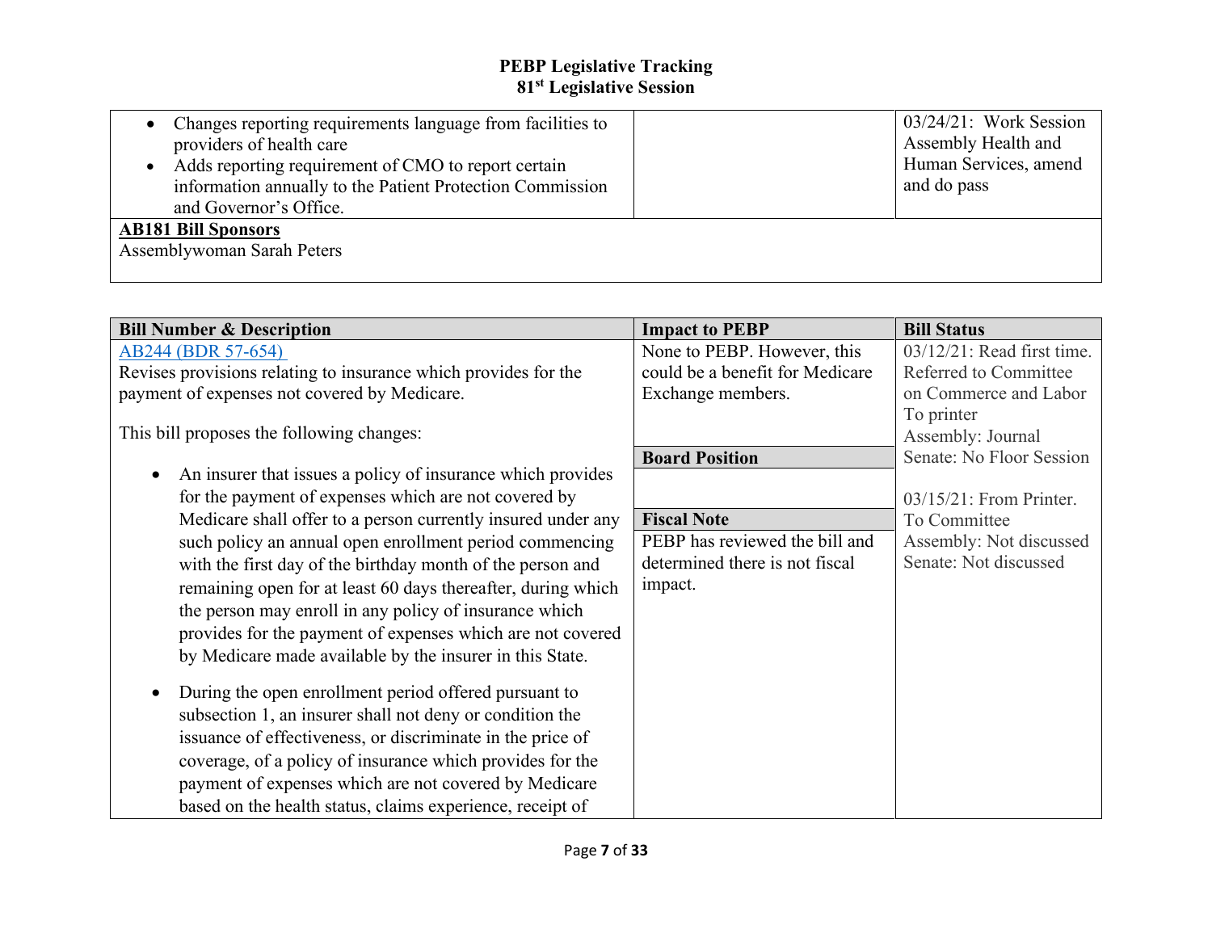| | | |
|---|---|---|
| • Changes reporting requirements language from facilities to providers of health care<br>• Adds reporting requirement of CMO to report certain information annually to the Patient Protection Commission and Governor's Office. | | 03/24/21: Work Session Assembly Health and Human Services, amend and do pass |
| **AB181 Bill Sponsors**<br>Assemblywoman Sarah Peters | | |

| Bill Number & Description | Impact to PEBP | Bill Status |
|---|---|---|
| [AB244 (BDR 57-654)](#)<br>Revises provisions relating to insurance which provides for the payment of expenses not covered by Medicare.<br><br>This bill proposes the following changes:<br><br>• An insurer that issues a policy of insurance which provides for the payment of expenses which are not covered by Medicare shall offer to a person currently insured under any such policy an annual open enrollment period commencing with the first day of the birthday month of the person and remaining open for at least 60 days thereafter, during which the person may enroll in any policy of insurance which provides for the payment of expenses which are not covered by Medicare made available by the insurer in this State.<br><br>• During the open enrollment period offered pursuant to subsection 1, an insurer shall not deny or condition the issuance of effectiveness, or discriminate in the price of coverage, of a policy of insurance which provides for the payment of expenses which are not covered by Medicare based on the health status, claims experience, receipt of | None to PEBP. However, this could be a benefit for Medicare Exchange members.<br><br>**Board Position**<br><br>**Fiscal Note**<br>PEBP has reviewed the bill and determined there is not fiscal impact. | 03/12/21: Read first time. Referred to Committee on Commerce and Labor To printer<br>Assembly: Journal<br>Senate: No Floor Session<br><br>03/15/21: From Printer. To Committee<br>Assembly: Not discussed<br>Senate: Not discussed |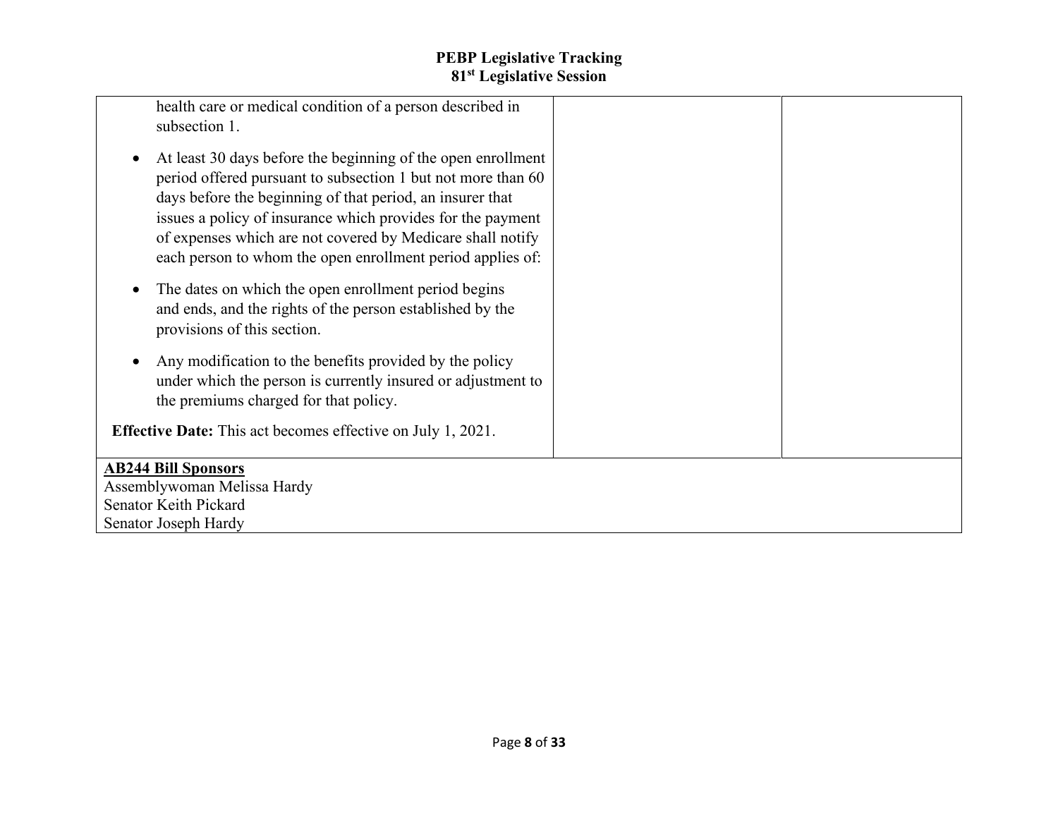| | | |
|---|---|---|
| health care or medical condition of a person described in subsection 1.<br><br>• At least 30 days before the beginning of the open enrollment period offered pursuant to subsection 1 but not more than 60 days before the beginning of that period, an insurer that issues a policy of insurance which provides for the payment of expenses which are not covered by Medicare shall notify each person to whom the open enrollment period applies of:<br><br>• The dates on which the open enrollment period begins and ends, and the rights of the person established by the provisions of this section.<br><br>• Any modification to the benefits provided by the policy under which the person is currently insured or adjustment to the premiums charged for that policy.<br><br>**Effective Date:** This act becomes effective on July 1, 2021. | | |
| **AB244 Bill Sponsors**<br>Assemblywoman Melissa Hardy<br>Senator Keith Pickard<br>Senator Joseph Hardy | | |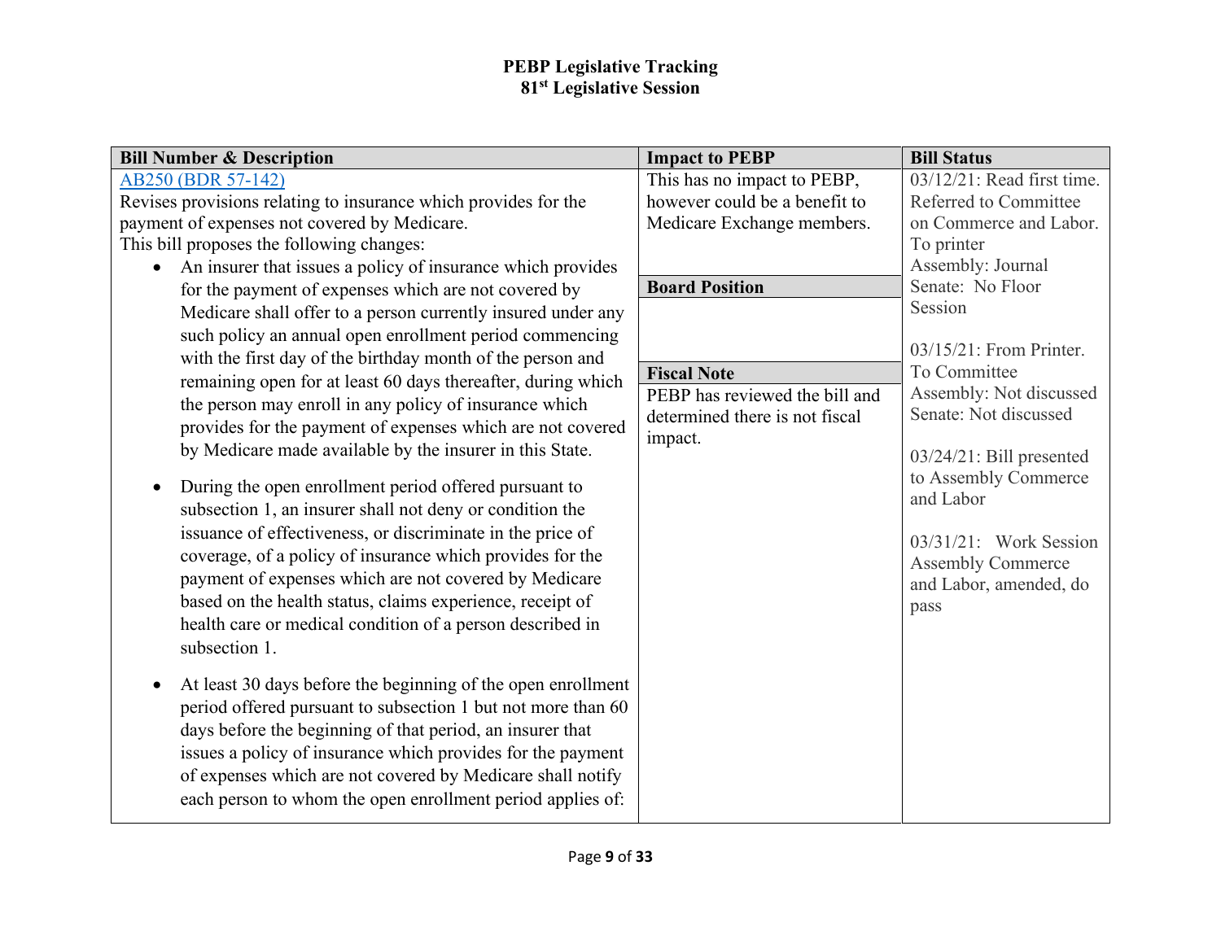# PEBP Legislative Tracking
## 81st Legislative Session

| Bill Number & Description | Impact to PEBP | Bill Status |
|---|---|---|
| [AB250 (BDR 57-142)](#)<br>Revises provisions relating to insurance which provides for the payment of expenses not covered by Medicare.<br>This bill proposes the following changes:<br>• An insurer that issues a policy of insurance which provides for the payment of expenses which are not covered by Medicare shall offer to a person currently insured under any such policy an annual open enrollment period commencing with the first day of the birthday month of the person and remaining open for at least 60 days thereafter, during which the person may enroll in any policy of insurance which provides for the payment of expenses which are not covered by Medicare made available by the insurer in this State.<br>• During the open enrollment period offered pursuant to subsection 1, an insurer shall not deny or condition the issuance of effectiveness, or discriminate in the price of coverage, of a policy of insurance which provides for the payment of expenses which are not covered by Medicare based on the health status, claims experience, receipt of health care or medical condition of a person described in subsection 1.<br>• At least 30 days before the beginning of the open enrollment period offered pursuant to subsection 1 but not more than 60 days before the beginning of that period, an insurer that issues a policy of insurance which provides for the payment of expenses which are not covered by Medicare shall notify each person to whom the open enrollment period applies of: | This has no impact to PEBP, however could be a benefit to Medicare Exchange members.<br><br>**Board Position**<br><br><br>**Fiscal Note**<br>PEBP has reviewed the bill and determined there is not fiscal impact. | 03/12/21: Read first time. Referred to Committee on Commerce and Labor. To printer<br>Assembly: Journal<br>Senate: No Floor Session<br><br>03/15/21: From Printer. To Committee<br>Assembly: Not discussed<br>Senate: Not discussed<br><br>03/24/21: Bill presented to Assembly Commerce and Labor<br><br>03/31/21: Work Session Assembly Commerce and Labor, amended, do pass |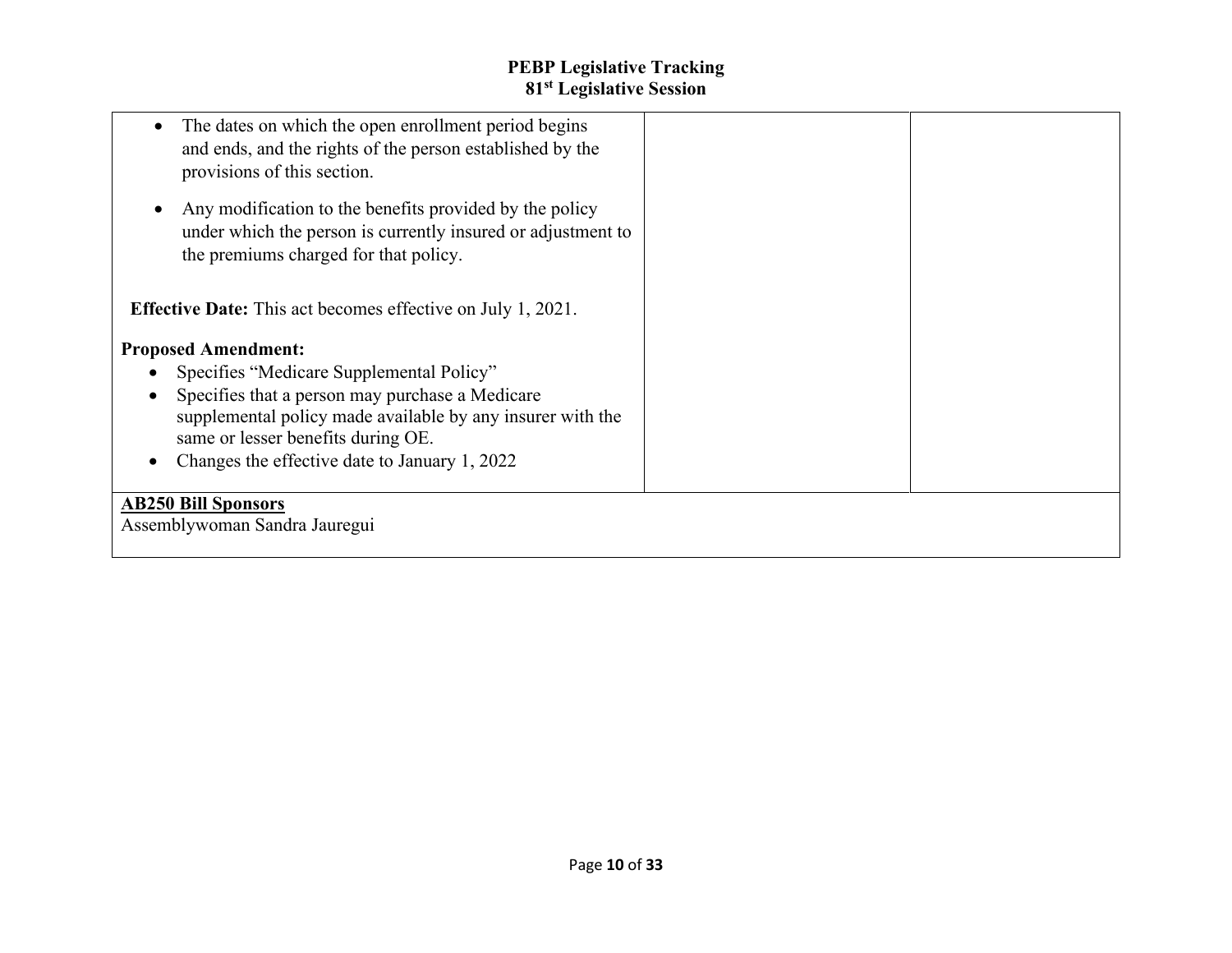| | | |
|---|---|---|
| • The dates on which the open enrollment period begins and ends, and the rights of the person established by the provisions of this section.<br><br>• Any modification to the benefits provided by the policy under which the person is currently insured or adjustment to the premiums charged for that policy.<br><br>**Effective Date:** This act becomes effective on July 1, 2021.<br><br>**Proposed Amendment:**<br>• Specifies "Medicare Supplemental Policy"<br>• Specifies that a person may purchase a Medicare supplemental policy made available by any insurer with the same or lesser benefits during OE.<br>• Changes the effective date to January 1, 2022 | | |
| **<u>AB250 Bill Sponsors</u>**<br>Assemblywoman Sandra Jauregui | | |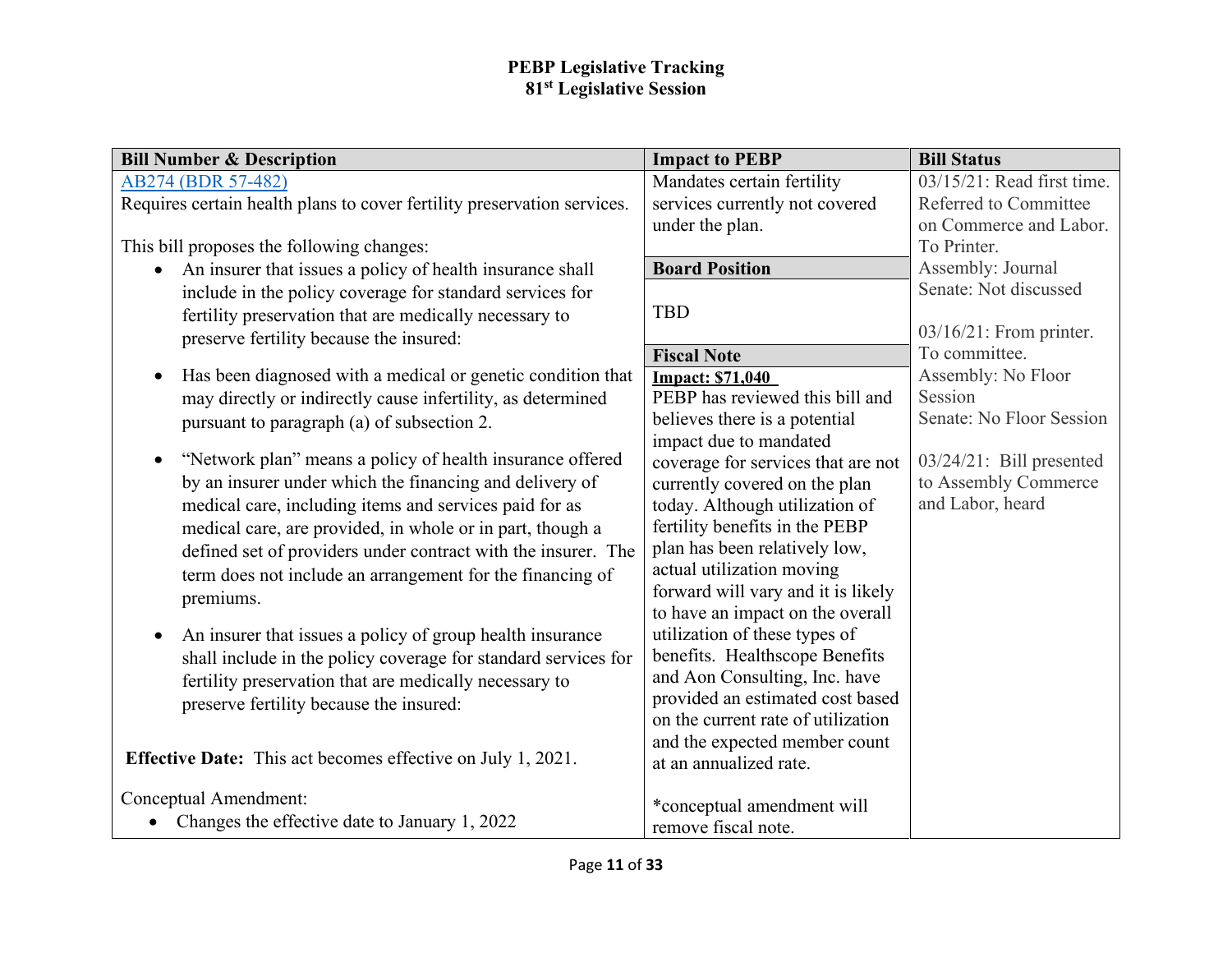# PEBP Legislative Tracking
## 81st Legislative Session

| Bill Number & Description | Impact to PEBP | Bill Status |
|---|---|---|
| [AB274 (BDR 57-482)](AB274 (BDR 57-482))<br>Requires certain health plans to cover fertility preservation services.<br><br>This bill proposes the following changes:<br>• An insurer that issues a policy of health insurance shall include in the policy coverage for standard services for fertility preservation that are medically necessary to preserve fertility because the insured:<br>• Has been diagnosed with a medical or genetic condition that may directly or indirectly cause infertility, as determined pursuant to paragraph (a) of subsection 2.<br>• "Network plan" means a policy of health insurance offered by an insurer under which the financing and delivery of medical care, including items and services paid for as medical care, are provided, in whole or in part, though a defined set of providers under contract with the insurer. The term does not include an arrangement for the financing of premiums.<br>• An insurer that issues a policy of group health insurance shall include in the policy coverage for standard services for fertility preservation that are medically necessary to preserve fertility because the insured:<br><br>**Effective Date:** This act becomes effective on July 1, 2021.<br><br>Conceptual Amendment:<br>• Changes the effective date to January 1, 2022 | Mandates certain fertility services currently not covered under the plan.<br><br>**Board Position**<br><br>TBD<br><br>**Fiscal Note**<br>**Impact: $71,040**<br>PEBP has reviewed this bill and believes there is a potential impact due to mandated coverage for services that are not currently covered on the plan today. Although utilization of fertility benefits in the PEBP plan has been relatively low, actual utilization moving forward will vary and it is likely to have an impact on the overall utilization of these types of benefits. Healthscope Benefits and Aon Consulting, Inc. have provided an estimated cost based on the current rate of utilization and the expected member count at an annualized rate.<br><br>*conceptual amendment will remove fiscal note. | 03/15/21: Read first time. Referred to Committee on Commerce and Labor. To Printer.<br>Assembly: Journal<br>Senate: Not discussed<br><br>03/16/21: From printer. To committee.<br>Assembly: No Floor Session<br>Senate: No Floor Session<br><br>03/24/21: Bill presented to Assembly Commerce and Labor, heard |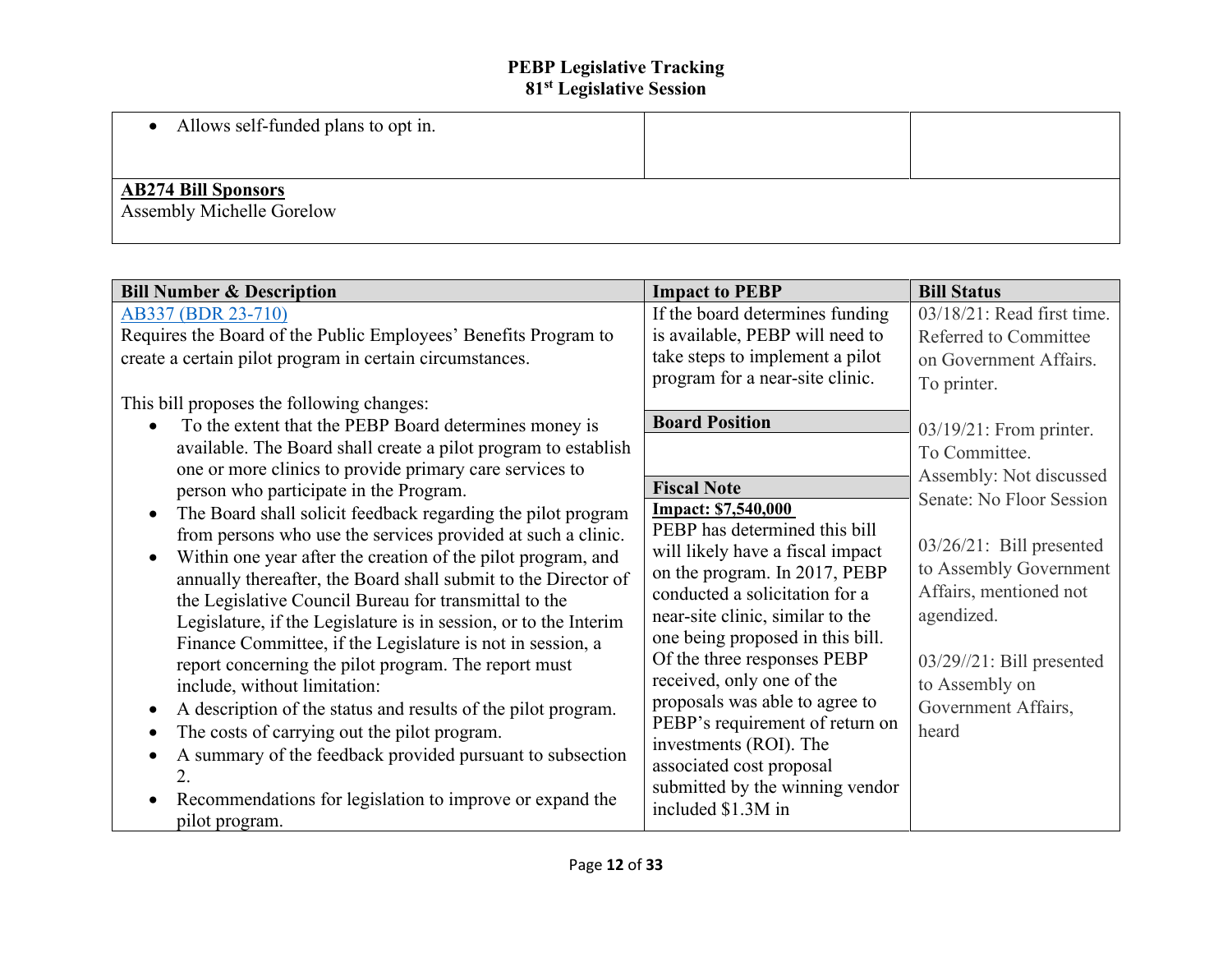| | | |
|---|---|---|
| • Allows self-funded plans to opt in. | | |
| **AB274 Bill Sponsors**<br>Assembly Michelle Gorelow | | |

| Bill Number & Description | Impact to PEBP | Bill Status |
|---|---|---|
| [AB337 (BDR 23-710)](AB337)<br>Requires the Board of the Public Employees' Benefits Program to create a certain pilot program in certain circumstances.<br><br>This bill proposes the following changes:<br>• To the extent that the PEBP Board determines money is available. The Board shall create a pilot program to establish one or more clinics to provide primary care services to person who participate in the Program.<br>• The Board shall solicit feedback regarding the pilot program from persons who use the services provided at such a clinic.<br>• Within one year after the creation of the pilot program, and annually thereafter, the Board shall submit to the Director of the Legislative Council Bureau for transmittal to the Legislature, if the Legislature is in session, or to the Interim Finance Committee, if the Legislature is not in session, a report concerning the pilot program. The report must include, without limitation:<br>• A description of the status and results of the pilot program.<br>• The costs of carrying out the pilot program.<br>• A summary of the feedback provided pursuant to subsection 2.<br>• Recommendations for legislation to improve or expand the pilot program. | If the board determines funding is available, PEBP will need to take steps to implement a pilot program for a near-site clinic.<br><br>**Board Position**<br><br>**Fiscal Note**<br>**Impact: $7,540,000**<br>PEBP has determined this bill will likely have a fiscal impact on the program. In 2017, PEBP conducted a solicitation for a near-site clinic, similar to the one being proposed in this bill. Of the three responses PEBP received, only one of the proposals was able to agree to PEBP's requirement of return on investments (ROI). The associated cost proposal submitted by the winning vendor included $1.3M in | 03/18/21: Read first time. Referred to Committee on Government Affairs. To printer.<br><br>03/19/21: From printer. To Committee.<br>Assembly: Not discussed<br>Senate: No Floor Session<br><br>03/26/21: Bill presented to Assembly Government Affairs, mentioned not agendized.<br><br>03/29//21: Bill presented to Assembly on Government Affairs, heard |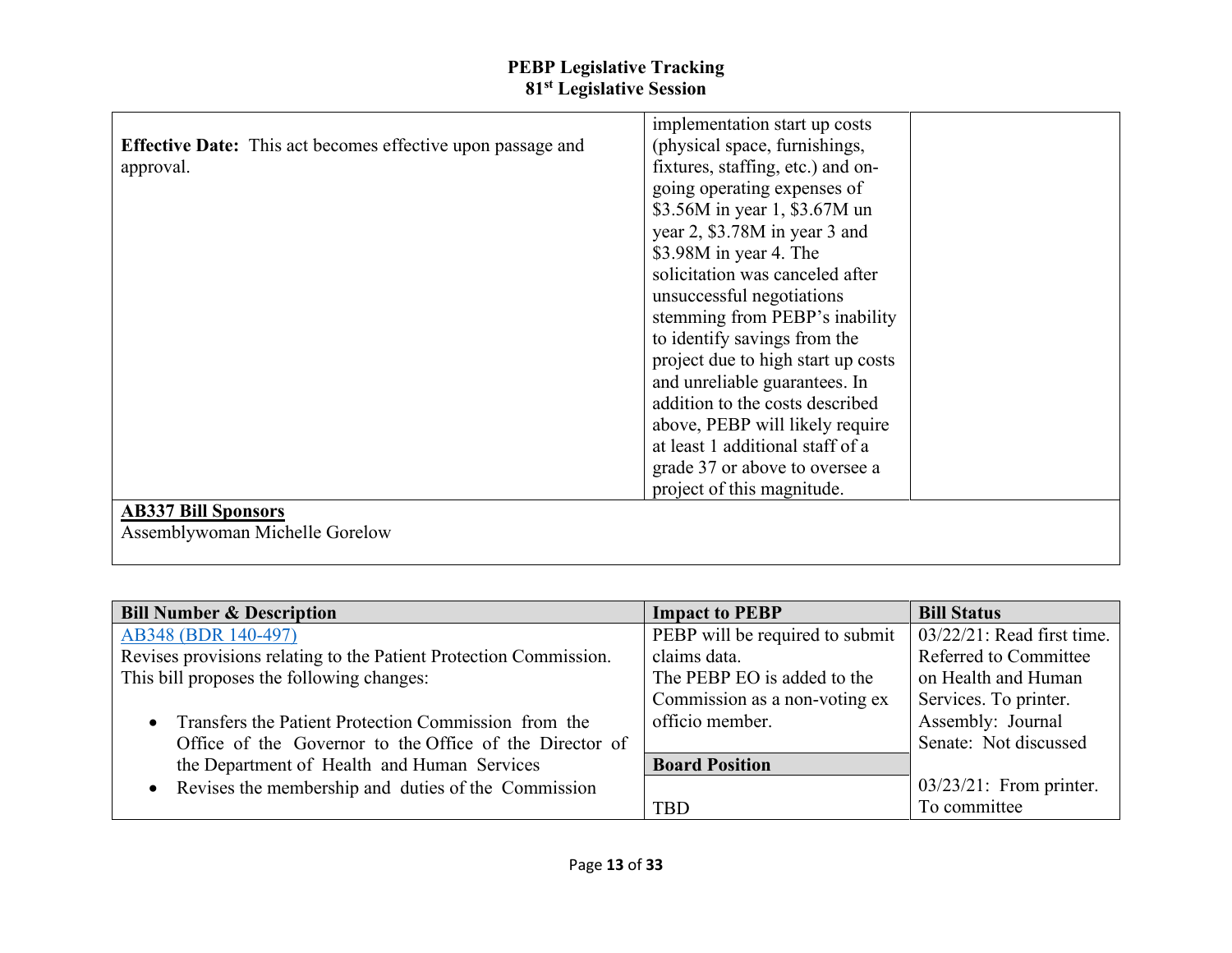# PEBP Legislative Tracking
## 81st Legislative Session

| | | |
|---|---|---|
| **Effective Date:** This act becomes effective upon passage and approval. | implementation start up costs (physical space, furnishings, fixtures, staffing, etc.) and on-going operating expenses of \$3.56M in year 1, \$3.67M un year 2, \$3.78M in year 3 and \$3.98M in year 4. The solicitation was canceled after unsuccessful negotiations stemming from PEBP's inability to identify savings from the project due to high start up costs and unreliable guarantees. In addition to the costs described above, PEBP will likely require at least 1 additional staff of a grade 37 or above to oversee a project of this magnitude. | |
| **AB337 Bill Sponsors**<br>Assemblywoman Michelle Gorelow | | |

| Bill Number & Description | Impact to PEBP | Bill Status |
|---|---|---|
| [AB348 (BDR 140-497)]<br>Revises provisions relating to the Patient Protection Commission. This bill proposes the following changes:<br>• Transfers the Patient Protection Commission from the Office of the Governor to the Office of the Director of the Department of Health and Human Services<br>• Revises the membership and duties of the Commission | PEBP will be required to submit claims data.<br>The PEBP EO is added to the Commission as a non-voting ex officio member.<br>**Board Position**<br>TBD | 03/22/21: Read first time. Referred to Committee on Health and Human Services. To printer.<br>Assembly: Journal<br>Senate: Not discussed<br><br>03/23/21: From printer. To committee |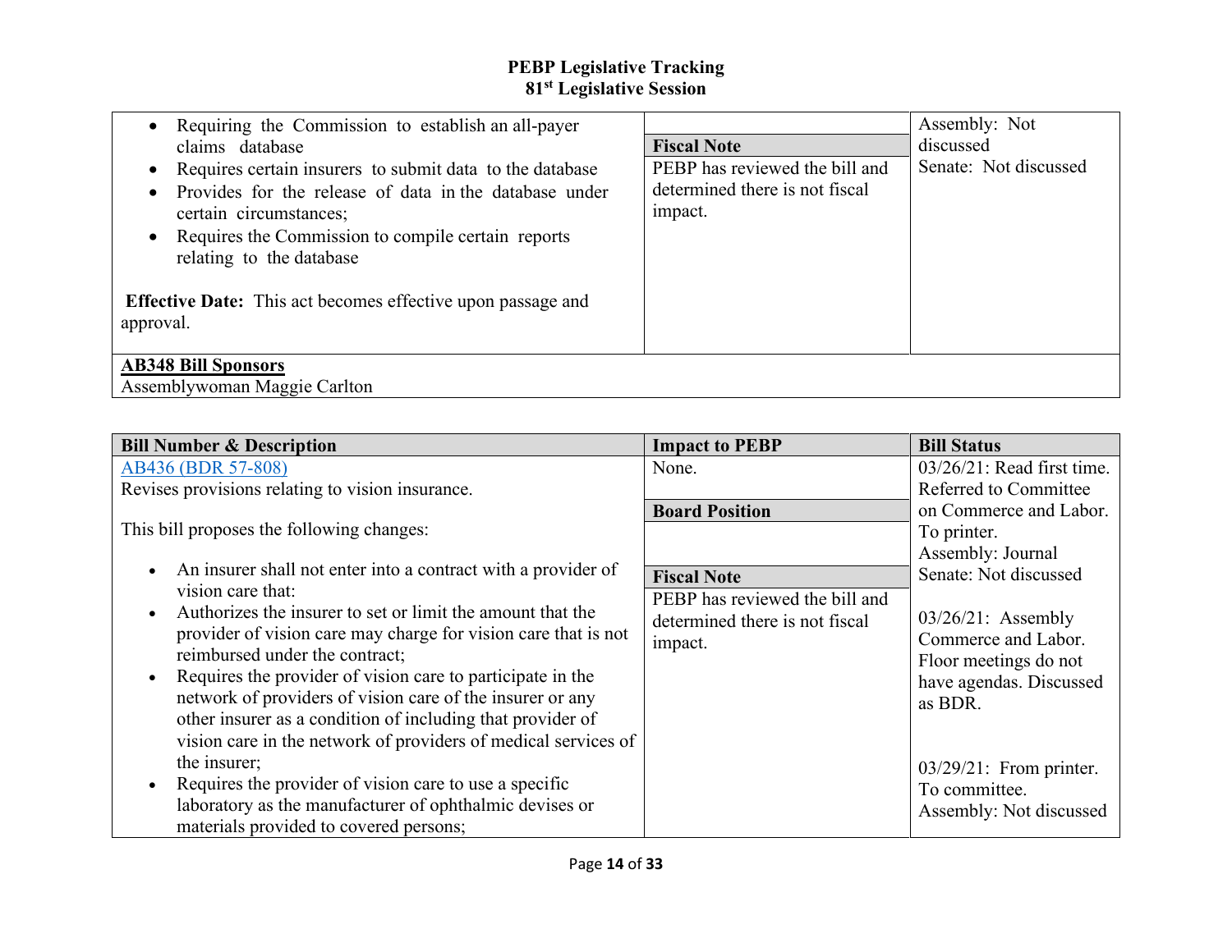| | | |
|---|---|---|
| • Requiring the Commission to establish an all-payer claims database<br>• Requires certain insurers to submit data to the database<br>• Provides for the release of data in the database under certain circumstances;<br>• Requires the Commission to compile certain reports relating to the database<br><br>**Effective Date:** This act becomes effective upon passage and approval. | **Fiscal Note**<br>PEBP has reviewed the bill and determined there is not fiscal impact. | Assembly: Not discussed<br>Senate: Not discussed |
| **AB348 Bill Sponsors**<br>Assemblywoman Maggie Carlton | | |

| Bill Number & Description | Impact to PEBP | Bill Status |
|---|---|---|
| AB436 (BDR 57-808)<br>Revises provisions relating to vision insurance.<br><br>This bill proposes the following changes:<br><br>• An insurer shall not enter into a contract with a provider of vision care that:<br>• Authorizes the insurer to set or limit the amount that the provider of vision care may charge for vision care that is not reimbursed under the contract;<br>• Requires the provider of vision care to participate in the network of providers of vision care of the insurer or any other insurer as a condition of including that provider of vision care in the network of providers of medical services of the insurer;<br>• Requires the provider of vision care to use a specific laboratory as the manufacturer of ophthalmic devises or materials provided to covered persons; | None.<br><br>**Board Position**<br><br>**Fiscal Note**<br>PEBP has reviewed the bill and determined there is not fiscal impact. | 03/26/21: Read first time. Referred to Committee on Commerce and Labor. To printer.<br>Assembly: Journal<br>Senate: Not discussed<br><br>03/26/21: Assembly Commerce and Labor. Floor meetings do not have agendas. Discussed as BDR.<br><br>03/29/21: From printer. To committee.<br>Assembly: Not discussed |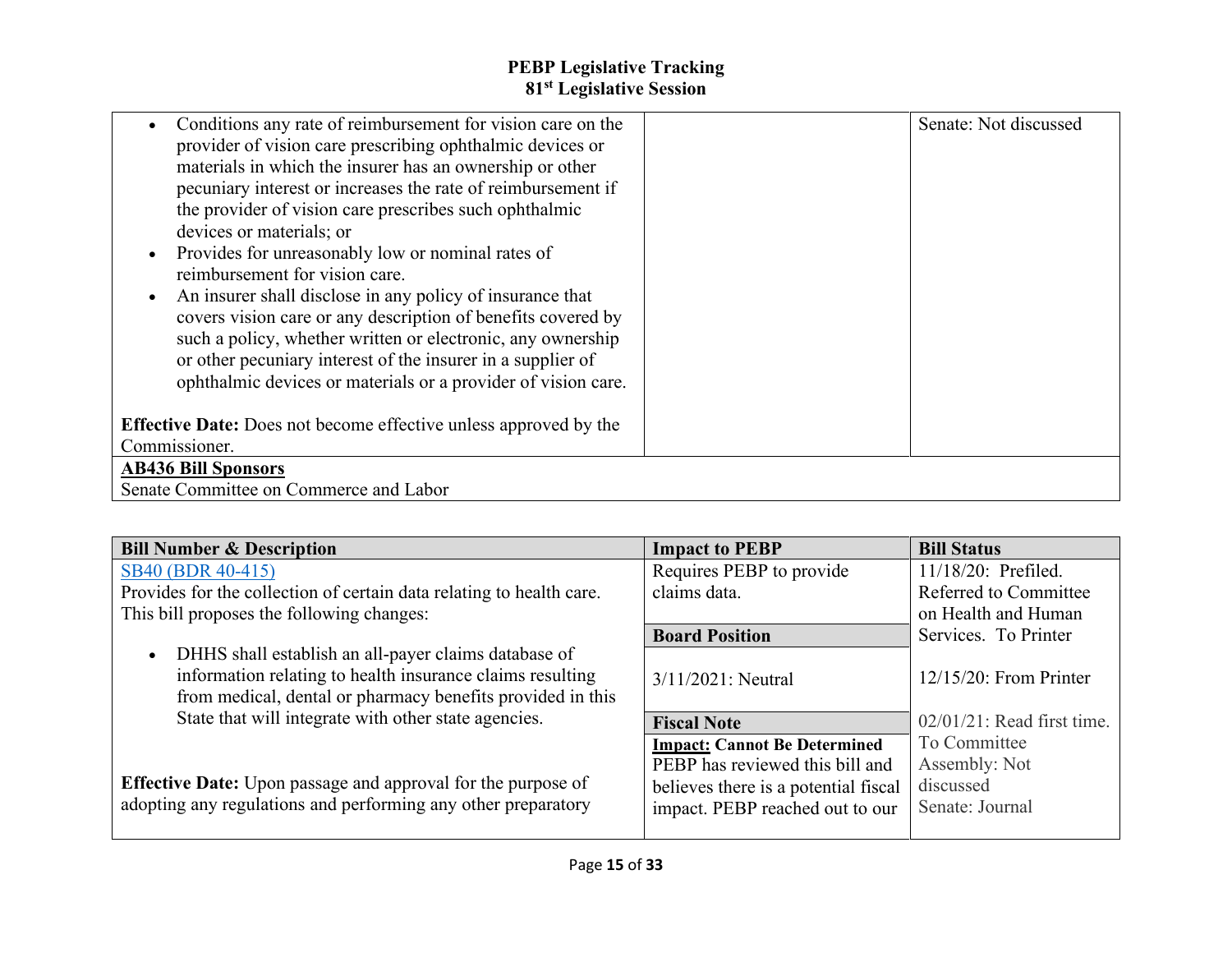# PEBP Legislative Tracking
## 81st Legislative Session

| | | |
|---|---|---|
| • Conditions any rate of reimbursement for vision care on the provider of vision care prescribing ophthalmic devices or materials in which the insurer has an ownership or other pecuniary interest or increases the rate of reimbursement if the provider of vision care prescribes such ophthalmic devices or materials; or<br>• Provides for unreasonably low or nominal rates of reimbursement for vision care.<br>• An insurer shall disclose in any policy of insurance that covers vision care or any description of benefits covered by such a policy, whether written or electronic, any ownership or other pecuniary interest of the insurer in a supplier of ophthalmic devices or materials or a provider of vision care.<br><br>**Effective Date:** Does not become effective unless approved by the Commissioner. | | Senate: Not discussed |
| **AB436 Bill Sponsors**<br>Senate Committee on Commerce and Labor | | |

| Bill Number & Description | Impact to PEBP | Bill Status |
|---|---|---|
| SB40 (BDR 40-415)<br>Provides for the collection of certain data relating to health care. This bill proposes the following changes:<br><br>• DHHS shall establish an all-payer claims database of information relating to health insurance claims resulting from medical, dental or pharmacy benefits provided in this State that will integrate with other state agencies.<br><br>**Effective Date:** Upon passage and approval for the purpose of adopting any regulations and performing any other preparatory | Requires PEBP to provide claims data.<br><br>**Board Position**<br><br>3/11/2021: Neutral<br><br>**Fiscal Note**<br>**Impact: Cannot Be Determined**<br>PEBP has reviewed this bill and believes there is a potential fiscal impact. PEBP reached out to our | 11/18/20: Prefiled. Referred to Committee on Health and Human Services. To Printer<br><br>12/15/20: From Printer<br><br>02/01/21: Read first time. To Committee<br>Assembly: Not discussed<br>Senate: Journal |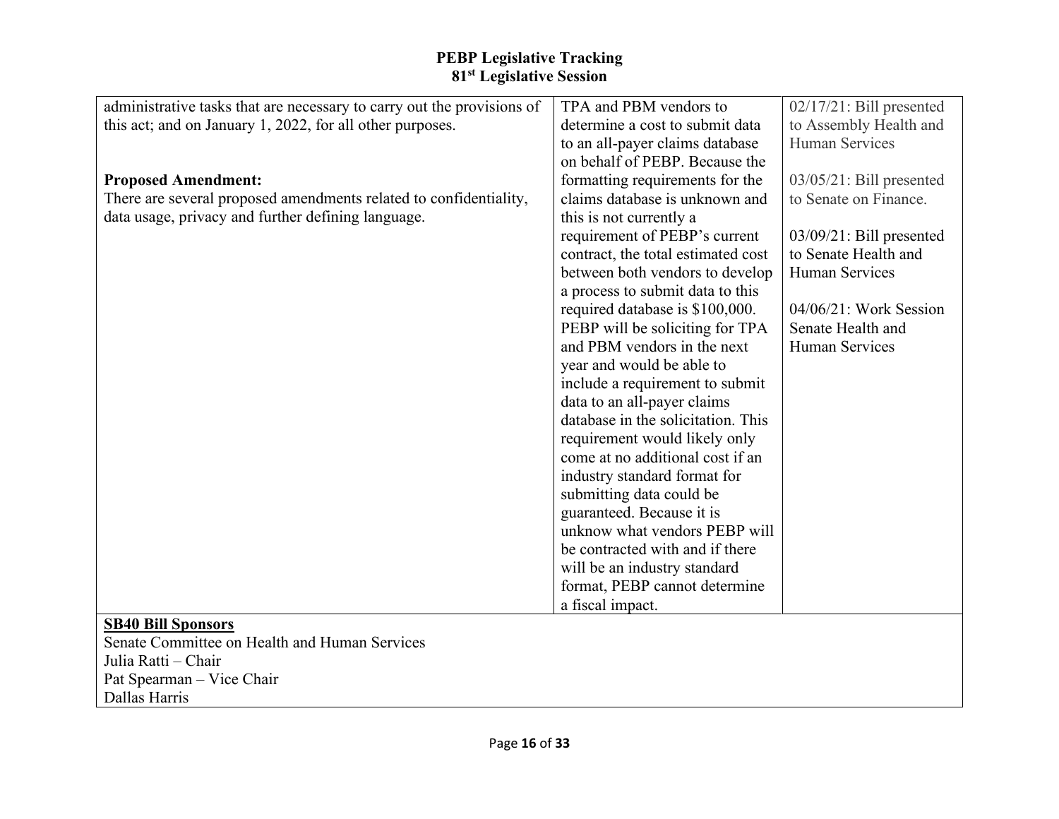| | | |
|---|---|---|
| administrative tasks that are necessary to carry out the provisions of this act; and on January 1, 2022, for all other purposes.<br><br>**Proposed Amendment:**<br>There are several proposed amendments related to confidentiality, data usage, privacy and further defining language. | TPA and PBM vendors to determine a cost to submit data to an all-payer claims database on behalf of PEBP. Because the formatting requirements for the claims database is unknown and this is not currently a requirement of PEBP's current contract, the total estimated cost between both vendors to develop a process to submit data to this required database is $100,000. PEBP will be soliciting for TPA and PBM vendors in the next year and would be able to include a requirement to submit data to an all-payer claims database in the solicitation. This requirement would likely only come at no additional cost if an industry standard format for submitting data could be guaranteed. Because it is unknow what vendors PEBP will be contracted with and if there will be an industry standard format, PEBP cannot determine a fiscal impact. | 02/17/21: Bill presented to Assembly Health and Human Services<br><br>03/05/21: Bill presented to Senate on Finance.<br><br>03/09/21: Bill presented to Senate Health and Human Services<br><br>04/06/21: Work Session Senate Health and Human Services |
| **SB40 Bill Sponsors**<br>Senate Committee on Health and Human Services<br>Julia Ratti – Chair<br>Pat Spearman – Vice Chair<br>Dallas Harris | | |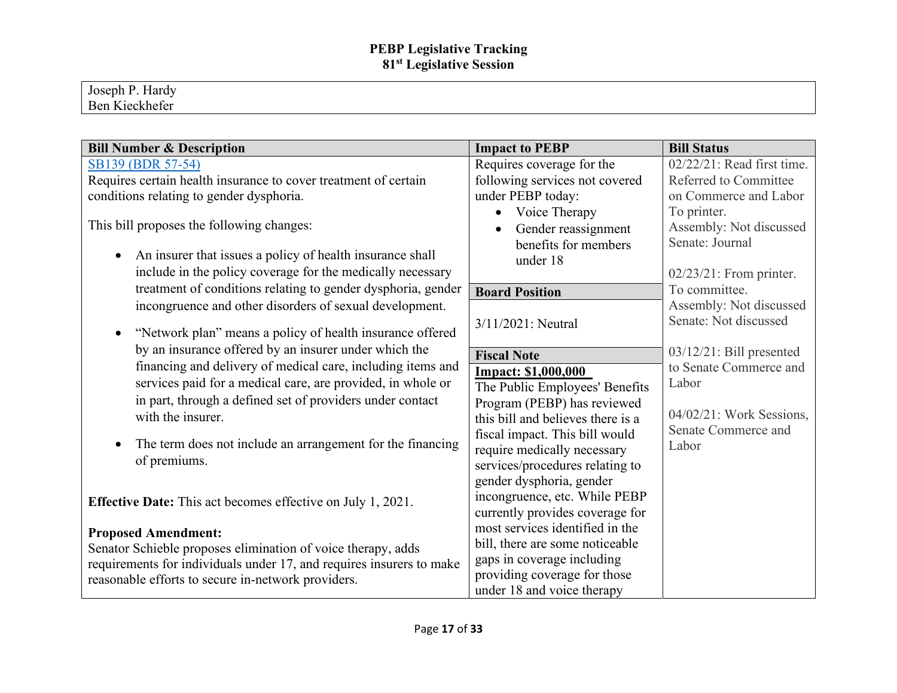**PEBP Legislative Tracking**
**81st Legislative Session**

| Joseph P. Hardy<br>Ben Kieckhefer |
|---|

| Bill Number & Description | Impact to PEBP | Bill Status |
|---|---|---|
| SB139 (BDR 57-54)<br>Requires certain health insurance to cover treatment of certain conditions relating to gender dysphoria.<br><br>This bill proposes the following changes:<br>• An insurer that issues a policy of health insurance shall include in the policy coverage for the medically necessary treatment of conditions relating to gender dysphoria, gender incongruence and other disorders of sexual development.<br>• "Network plan" means a policy of health insurance offered by an insurance offered by an insurer under which the financing and delivery of medical care, including items and services paid for a medical care, are provided, in whole or in part, through a defined set of providers under contact with the insurer.<br>• The term does not include an arrangement for the financing of premiums.<br><br>**Effective Date:** This act becomes effective on July 1, 2021.<br><br>**Proposed Amendment:**<br>Senator Schieble proposes elimination of voice therapy, adds requirements for individuals under 17, and requires insurers to make reasonable efforts to secure in-network providers. | Requires coverage for the following services not covered under PEBP today:<br>• Voice Therapy<br>• Gender reassignment benefits for members under 18<br><br>**Board Position**<br>3/11/2021: Neutral<br><br>**Fiscal Note**<br>**Impact: $1,000,000**<br>The Public Employees' Benefits Program (PEBP) has reviewed this bill and believes there is a fiscal impact. This bill would require medically necessary services/procedures relating to gender dysphoria, gender incongruence, etc. While PEBP currently provides coverage for most services identified in the bill, there are some noticeable gaps in coverage including providing coverage for those under 18 and voice therapy | 02/22/21: Read first time. Referred to Committee on Commerce and Labor To printer.<br>Assembly: Not discussed<br>Senate: Journal<br><br>02/23/21: From printer. To committee.<br>Assembly: Not discussed<br>Senate: Not discussed<br><br>03/12/21: Bill presented to Senate Commerce and Labor<br><br>04/02/21: Work Sessions, Senate Commerce and Labor |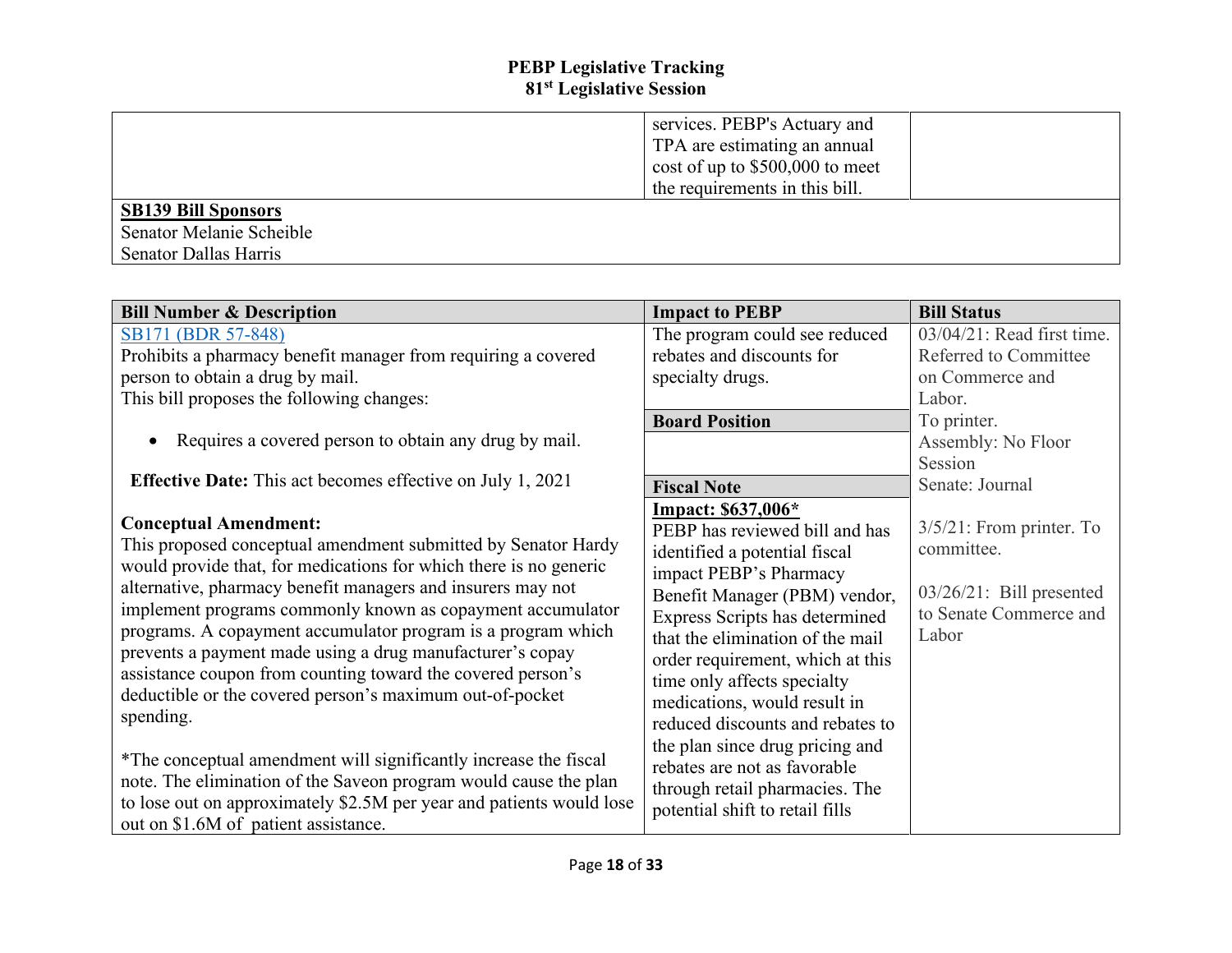# PEBP Legislative Tracking
## 81st Legislative Session

| | | |
|---|---|---|
| | services. PEBP's Actuary and TPA are estimating an annual cost of up to $500,000 to meet the requirements in this bill. | |

**SB139 Bill Sponsors**
Senator Melanie Scheible
Senator Dallas Harris

| Bill Number & Description | Impact to PEBP | Bill Status |
|---|---|---|
| [SB171 (BDR 57-848)](#)<br>Prohibits a pharmacy benefit manager from requiring a covered person to obtain a drug by mail.<br>This bill proposes the following changes:<br><br>• Requires a covered person to obtain any drug by mail.<br><br>**Effective Date:** This act becomes effective on July 1, 2021<br><br>**Conceptual Amendment:**<br>This proposed conceptual amendment submitted by Senator Hardy would provide that, for medications for which there is no generic alternative, pharmacy benefit managers and insurers may not implement programs commonly known as copayment accumulator programs. A copayment accumulator program is a program which prevents a payment made using a drug manufacturer's copay assistance coupon from counting toward the covered person's deductible or the covered person's maximum out-of-pocket spending.<br><br>*The conceptual amendment will significantly increase the fiscal note. The elimination of the Saveon program would cause the plan to lose out on approximately $2.5M per year and patients would lose out on $1.6M of patient assistance. | The program could see reduced rebates and discounts for specialty drugs.<br><br>**Board Position**<br><br>**Fiscal Note**<br>**Impact: $637,006***<br>PEBP has reviewed bill and has identified a potential fiscal impact PEBP's Pharmacy Benefit Manager (PBM) vendor, Express Scripts has determined that the elimination of the mail order requirement, which at this time only affects specialty medications, would result in reduced discounts and rebates to the plan since drug pricing and rebates are not as favorable through retail pharmacies. The potential shift to retail fills | 03/04/21: Read first time. Referred to Committee on Commerce and Labor.<br>To printer.<br>Assembly: No Floor Session<br>Senate: Journal<br><br>3/5/21: From printer. To committee.<br><br>03/26/21: Bill presented to Senate Commerce and Labor |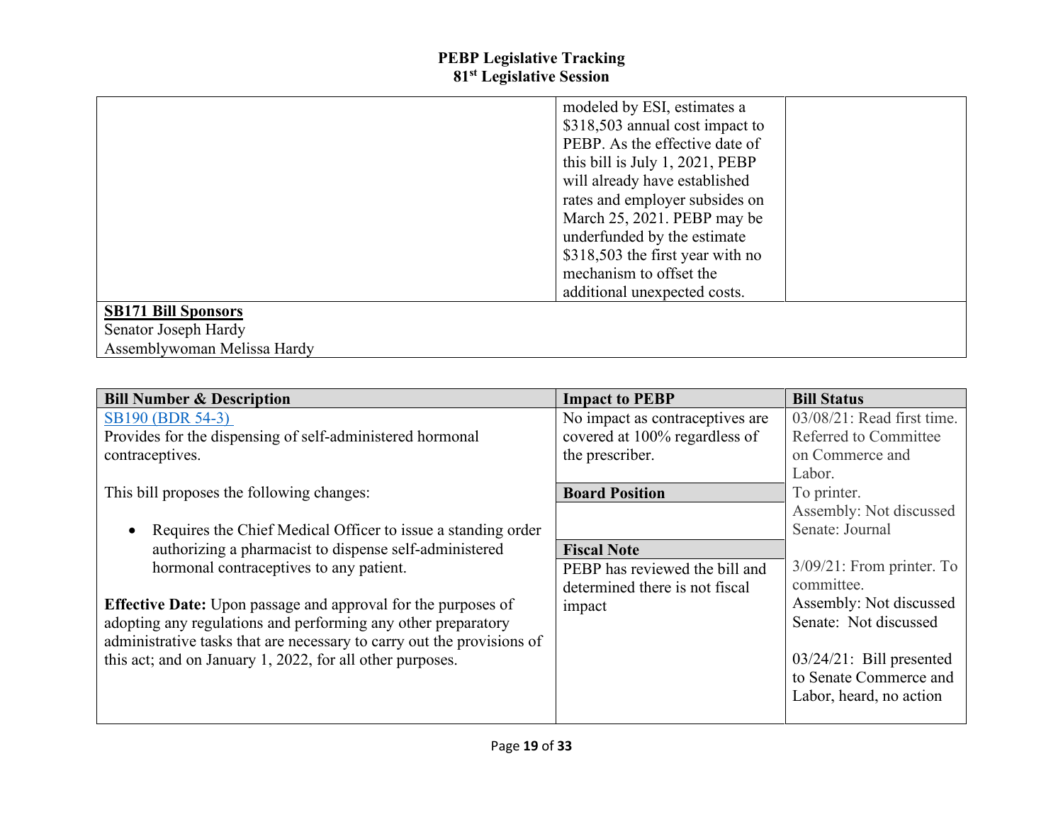| | | |
|---|---|---|
| | modeled by ESI, estimates a $318,503 annual cost impact to PEBP. As the effective date of this bill is July 1, 2021, PEBP will already have established rates and employer subsides on March 25, 2021. PEBP may be underfunded by the estimate $318,503 the first year with no mechanism to offset the additional unexpected costs. | |

**SB171 Bill Sponsors**
Senator Joseph Hardy
Assemblywoman Melissa Hardy

| Bill Number & Description | Impact to PEBP | Bill Status |
|---|---|---|
| SB190 (BDR 54-3)<br>Provides for the dispensing of self-administered hormonal contraceptives.<br><br>This bill proposes the following changes:<br><br>• Requires the Chief Medical Officer to issue a standing order authorizing a pharmacist to dispense self-administered hormonal contraceptives to any patient.<br><br>**Effective Date:** Upon passage and approval for the purposes of adopting any regulations and performing any other preparatory administrative tasks that are necessary to carry out the provisions of this act; and on January 1, 2022, for all other purposes. | No impact as contraceptives are covered at 100% regardless of the prescriber.<br><br>**Board Position**<br><br>**Fiscal Note**<br>PEBP has reviewed the bill and determined there is not fiscal impact | 03/08/21: Read first time. Referred to Committee on Commerce and Labor.<br>To printer.<br>Assembly: Not discussed<br>Senate: Journal<br><br>3/09/21: From printer. To committee.<br>Assembly: Not discussed<br>Senate: Not discussed<br><br>03/24/21: Bill presented to Senate Commerce and Labor, heard, no action |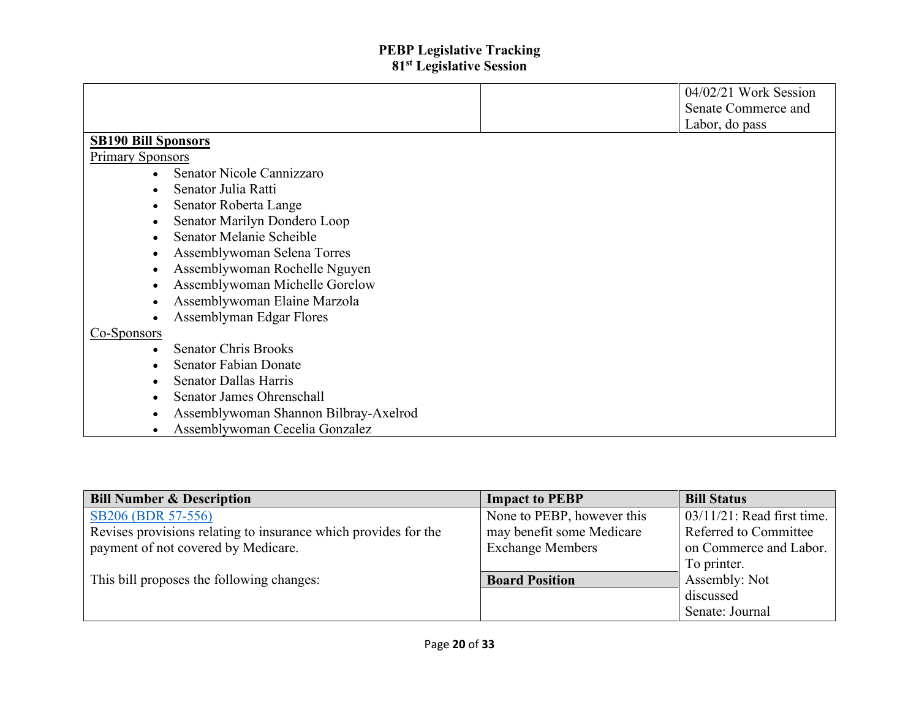# PEBP Legislative Tracking
## 81st Legislative Session

| | | |
|---|---|---|
| | | 04/02/21 Work Session Senate Commerce and Labor, do pass |

**SB190 Bill Sponsors**

Primary Sponsors

- Senator Nicole Cannizzaro
- Senator Julia Ratti
- Senator Roberta Lange
- Senator Marilyn Dondero Loop
- Senator Melanie Scheible
- Assemblywoman Selena Torres
- Assemblywoman Rochelle Nguyen
- Assemblywoman Michelle Gorelow
- Assemblywoman Elaine Marzola
- Assemblyman Edgar Flores

Co-Sponsors

- Senator Chris Brooks
- Senator Fabian Donate
- Senator Dallas Harris
- Senator James Ohrenschall
- Assemblywoman Shannon Bilbray-Axelrod
- Assemblywoman Cecelia Gonzalez

| Bill Number & Description | Impact to PEBP | Bill Status |
|---|---|---|
| SB206 (BDR 57-556)<br>Revises provisions relating to insurance which provides for the payment of not covered by Medicare.<br><br>This bill proposes the following changes: | None to PEBP, however this may benefit some Medicare Exchange Members<br><br>**Board Position** | 03/11/21: Read first time. Referred to Committee on Commerce and Labor. To printer.<br>Assembly: Not discussed<br>Senate: Journal |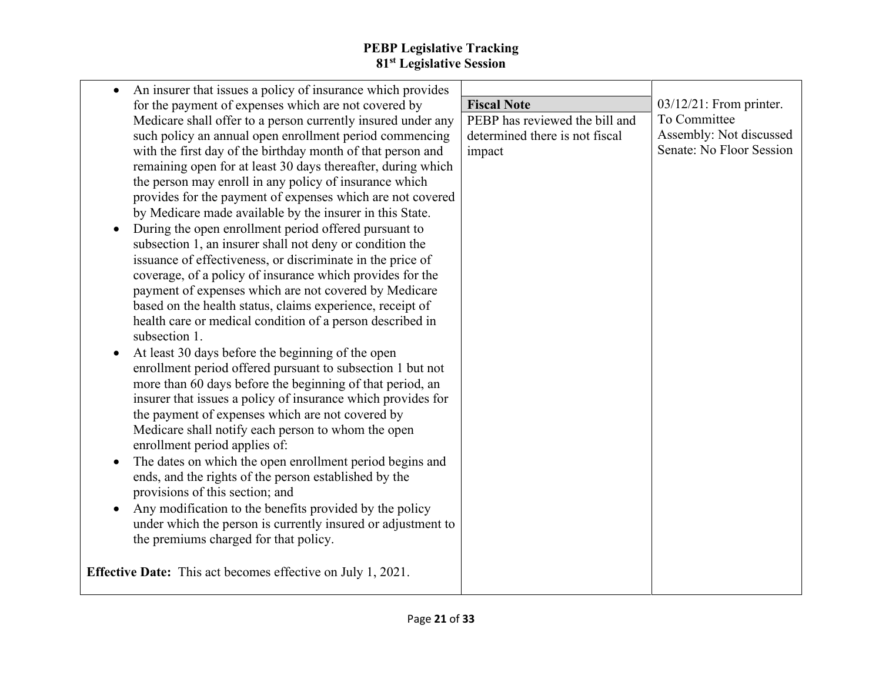# PEBP Legislative Tracking
## 81st Legislative Session

| | | |
|---|---|---|
| • An insurer that issues a policy of insurance which provides for the payment of expenses which are not covered by Medicare shall offer to a person currently insured under any such policy an annual open enrollment period commencing with the first day of the birthday month of that person and remaining open for at least 30 days thereafter, during which the person may enroll in any policy of insurance which provides for the payment of expenses which are not covered by Medicare made available by the insurer in this State.<br>• During the open enrollment period offered pursuant to subsection 1, an insurer shall not deny or condition the issuance of effectiveness, or discriminate in the price of coverage, of a policy of insurance which provides for the payment of expenses which are not covered by Medicare based on the health status, claims experience, receipt of health care or medical condition of a person described in subsection 1.<br>• At least 30 days before the beginning of the open enrollment period offered pursuant to subsection 1 but not more than 60 days before the beginning of that period, an insurer that issues a policy of insurance which provides for the payment of expenses which are not covered by Medicare shall notify each person to whom the open enrollment period applies of:<br>• The dates on which the open enrollment period begins and ends, and the rights of the person established by the provisions of this section; and<br>• Any modification to the benefits provided by the policy under which the person is currently insured or adjustment to the premiums charged for that policy.<br><br>**Effective Date:** This act becomes effective on July 1, 2021. | **Fiscal Note**<br>PEBP has reviewed the bill and determined there is not fiscal impact | 03/12/21: From printer. To Committee<br>Assembly: Not discussed<br>Senate: No Floor Session |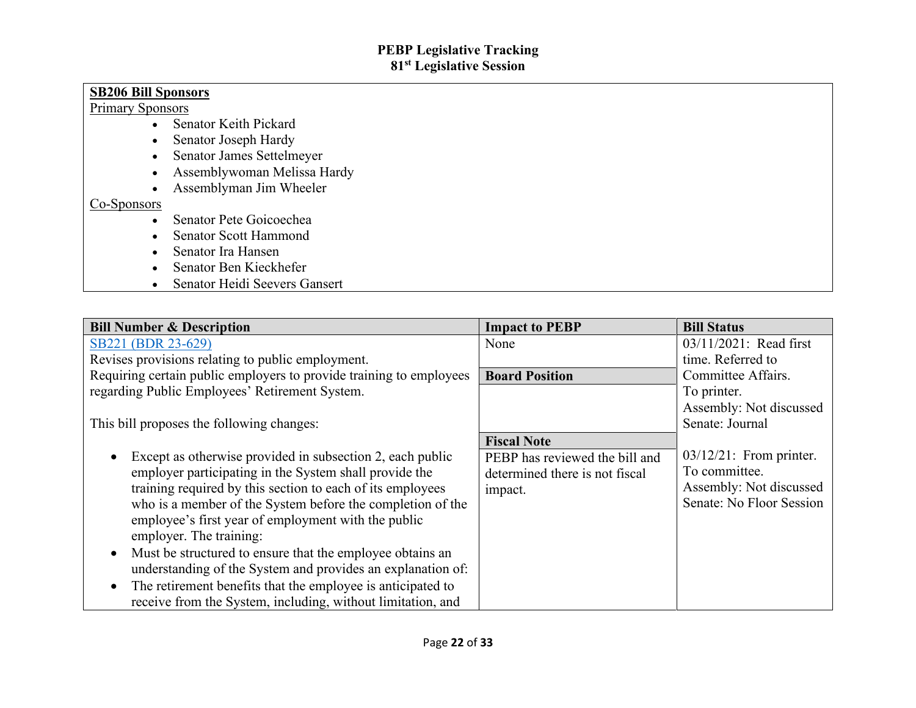**PEBP Legislative Tracking**
**81st Legislative Session**

**SB206 Bill Sponsors**

Primary Sponsors

- Senator Keith Pickard
- Senator Joseph Hardy
- Senator James Settelmeyer
- Assemblywoman Melissa Hardy
- Assemblyman Jim Wheeler

Co-Sponsors

- Senator Pete Goicoechea
- Senator Scott Hammond
- Senator Ira Hansen
- Senator Ben Kieckhefer
- Senator Heidi Seevers Gansert

| Bill Number & Description | Impact to PEBP | Bill Status |
|---|---|---|
| SB221 (BDR 23-629)<br>Revises provisions relating to public employment.<br>Requiring certain public employers to provide training to employees regarding Public Employees' Retirement System.<br><br>This bill proposes the following changes:<br><br>• Except as otherwise provided in subsection 2, each public employer participating in the System shall provide the training required by this section to each of its employees who is a member of the System before the completion of the employee's first year of employment with the public employer. The training:<br>• Must be structured to ensure that the employee obtains an understanding of the System and provides an explanation of:<br>• The retirement benefits that the employee is anticipated to receive from the System, including, without limitation, and | None<br><br>**Board Position**<br><br><br>**Fiscal Note**<br>PEBP has reviewed the bill and determined there is not fiscal impact. | 03/11/2021: Read first time. Referred to Committee Affairs. To printer.<br>Assembly: Not discussed<br>Senate: Journal<br><br>03/12/21: From printer. To committee.<br>Assembly: Not discussed<br>Senate: No Floor Session |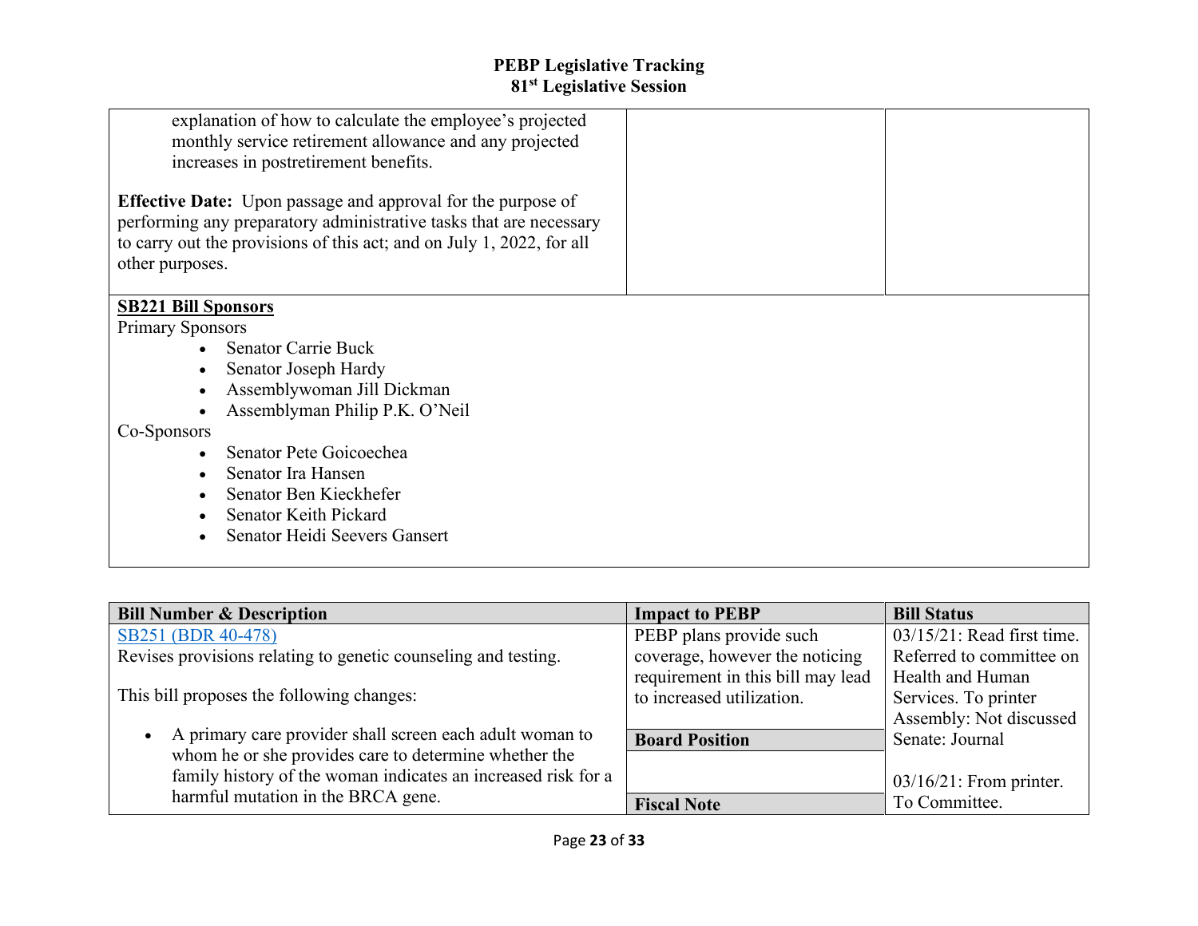| | | |
|---|---|---|
| explanation of how to calculate the employee's projected monthly service retirement allowance and any projected increases in postretirement benefits.<br><br>**Effective Date:** Upon passage and approval for the purpose of performing any preparatory administrative tasks that are necessary to carry out the provisions of this act; and on July 1, 2022, for all other purposes. | | |

**SB221 Bill Sponsors**

Primary Sponsors

- Senator Carrie Buck
- Senator Joseph Hardy
- Assemblywoman Jill Dickman
- Assemblyman Philip P.K. O'Neil

Co-Sponsors

- Senator Pete Goicoechea
- Senator Ira Hansen
- Senator Ben Kieckhefer
- Senator Keith Pickard
- Senator Heidi Seevers Gansert

| Bill Number & Description | Impact to PEBP | Bill Status |
|---|---|---|
| SB251 (BDR 40-478)<br>Revises provisions relating to genetic counseling and testing.<br><br>This bill proposes the following changes:<br><br>• A primary care provider shall screen each adult woman to whom he or she provides care to determine whether the family history of the woman indicates an increased risk for a harmful mutation in the BRCA gene. | PEBP plans provide such coverage, however the noticing requirement in this bill may lead to increased utilization.<br><br>**Board Position**<br><br>**Fiscal Note** | 03/15/21: Read first time. Referred to committee on Health and Human Services. To printer Assembly: Not discussed Senate: Journal<br><br>03/16/21: From printer. To Committee. |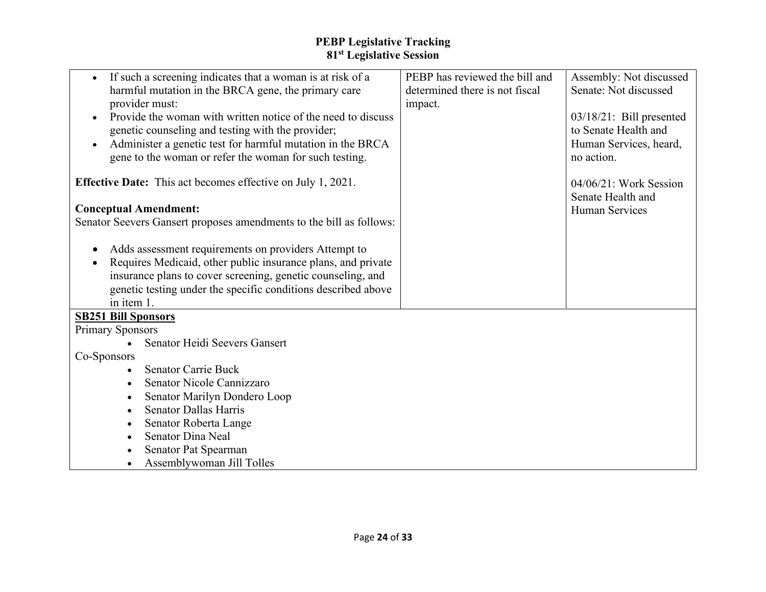| | | |
|---|---|---|
| <ul><li>If such a screening indicates that a woman is at risk of a harmful mutation in the BRCA gene, the primary care provider must:</li><li>Provide the woman with written notice of the need to discuss genetic counseling and testing with the provider;</li><li>Administer a genetic test for harmful mutation in the BRCA gene to the woman or refer the woman for such testing.</li></ul>**Effective Date:** This act becomes effective on July 1, 2021.<br><br>**Conceptual Amendment:**<br>Senator Seevers Gansert proposes amendments to the bill as follows:<ul><li>Adds assessment requirements on providers Attempt to</li><li>Requires Medicaid, other public insurance plans, and private insurance plans to cover screening, genetic counseling, and genetic testing under the specific conditions described above in item 1.</li></ul> | PEBP has reviewed the bill and determined there is not fiscal impact. | Assembly: Not discussed<br>Senate: Not discussed<br><br>03/18/21: Bill presented to Senate Health and Human Services, heard, no action.<br><br>04/06/21: Work Session Senate Health and Human Services |
| **<u>SB251 Bill Sponsors</u>**<br>Primary Sponsors<ul><li>Senator Heidi Seevers Gansert</li></ul>Co-Sponsors<ul><li>Senator Carrie Buck</li><li>Senator Nicole Cannizzaro</li><li>Senator Marilyn Dondero Loop</li><li>Senator Dallas Harris</li><li>Senator Roberta Lange</li><li>Senator Dina Neal</li><li>Senator Pat Spearman</li><li>Assemblywoman Jill Tolles</li></ul> | | |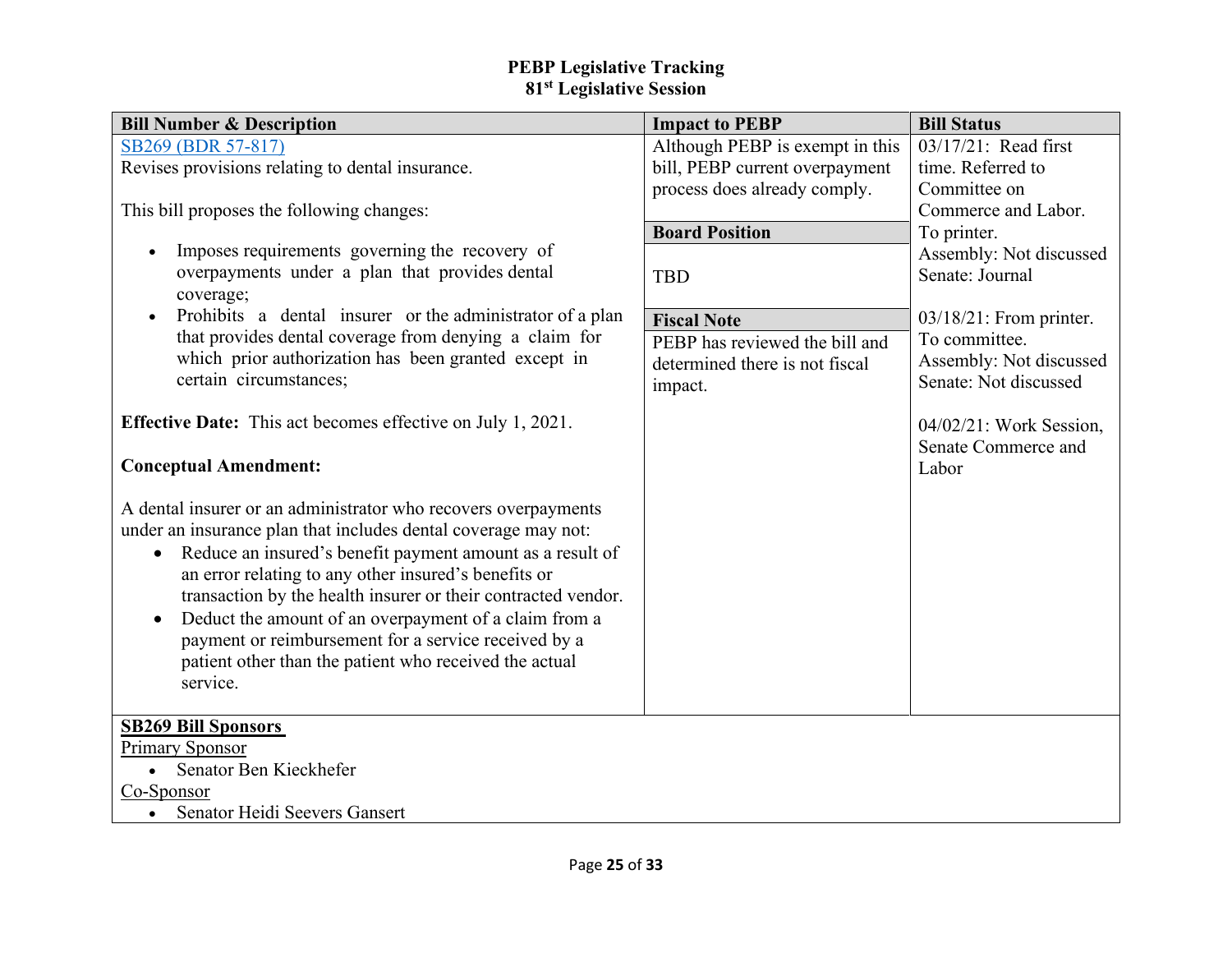# PEBP Legislative Tracking
## 81st Legislative Session

| Bill Number & Description | Impact to PEBP | Bill Status |
|---|---|---|
| SB269 (BDR 57-817)<br>Revises provisions relating to dental insurance.<br><br>This bill proposes the following changes:<br>• Imposes requirements governing the recovery of overpayments under a plan that provides dental coverage;<br>• Prohibits a dental insurer or the administrator of a plan that provides dental coverage from denying a claim for which prior authorization has been granted except in certain circumstances;<br><br>**Effective Date:** This act becomes effective on July 1, 2021.<br><br>**Conceptual Amendment:**<br><br>A dental insurer or an administrator who recovers overpayments under an insurance plan that includes dental coverage may not:<br>• Reduce an insured's benefit payment amount as a result of an error relating to any other insured's benefits or transaction by the health insurer or their contracted vendor.<br>• Deduct the amount of an overpayment of a claim from a payment or reimbursement for a service received by a patient other than the patient who received the actual service. | Although PEBP is exempt in this bill, PEBP current overpayment process does already comply.<br><br>**Board Position**<br><br>TBD<br><br>**Fiscal Note**<br><br>PEBP has reviewed the bill and determined there is not fiscal impact. | 03/17/21: Read first time. Referred to Committee on Commerce and Labor. To printer.<br>Assembly: Not discussed<br>Senate: Journal<br><br>03/18/21: From printer. To committee.<br>Assembly: Not discussed<br>Senate: Not discussed<br><br>04/02/21: Work Session, Senate Commerce and Labor |
| **SB269 Bill Sponsors**<br>Primary Sponsor<br>• Senator Ben Kieckhefer<br>Co-Sponsor<br>• Senator Heidi Seevers Gansert | | |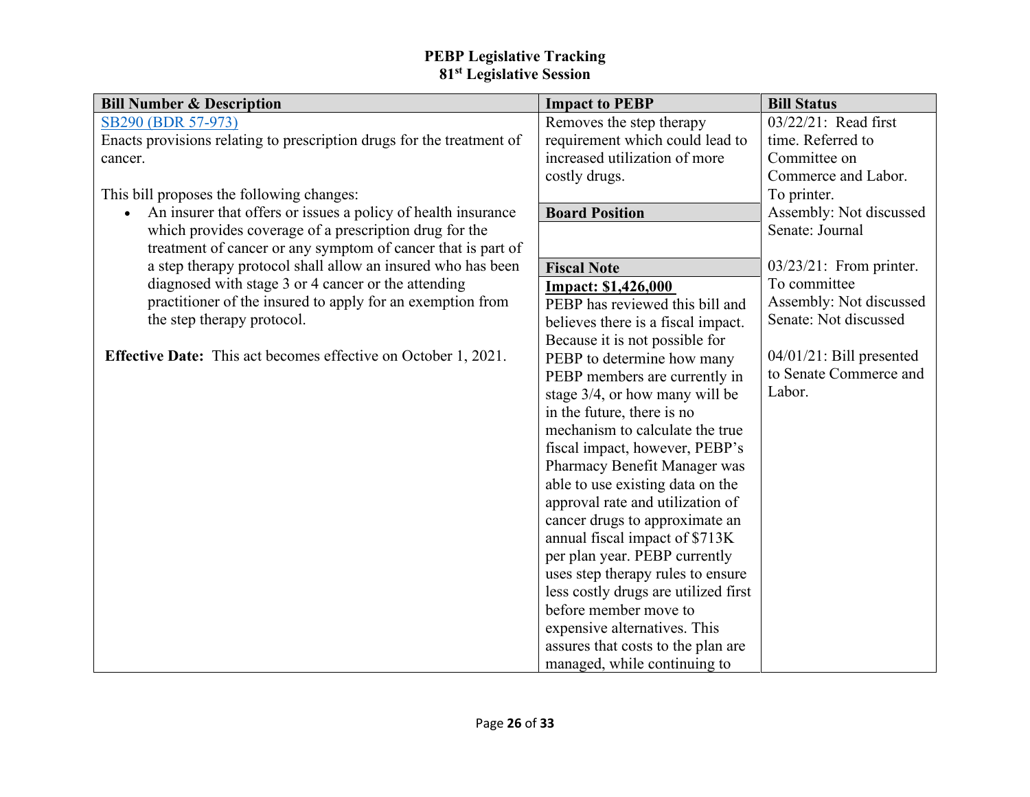**PEBP Legislative Tracking**
**81st Legislative Session**

| Bill Number & Description | Impact to PEBP | Bill Status |
|---|---|---|
| [SB290 (BDR 57-973)](#)<br>Enacts provisions relating to prescription drugs for the treatment of cancer.<br><br>This bill proposes the following changes:<br>• An insurer that offers or issues a policy of health insurance which provides coverage of a prescription drug for the treatment of cancer or any symptom of cancer that is part of a step therapy protocol shall allow an insured who has been diagnosed with stage 3 or 4 cancer or the attending practitioner of the insured to apply for an exemption from the step therapy protocol.<br><br>**Effective Date:** This act becomes effective on October 1, 2021. | Removes the step therapy requirement which could lead to increased utilization of more costly drugs.<br><br>**Board Position**<br><br>**Fiscal Note**<br>**Impact: $1,426,000**<br>PEBP has reviewed this bill and believes there is a fiscal impact. Because it is not possible for PEBP to determine how many PEBP members are currently in stage 3/4, or how many will be in the future, there is no mechanism to calculate the true fiscal impact, however, PEBP's Pharmacy Benefit Manager was able to use existing data on the approval rate and utilization of cancer drugs to approximate an annual fiscal impact of $713K per plan year. PEBP currently uses step therapy rules to ensure less costly drugs are utilized first before member move to expensive alternatives. This assures that costs to the plan are managed, while continuing to | 03/22/21: Read first time. Referred to Committee on Commerce and Labor. To printer.<br>Assembly: Not discussed<br>Senate: Journal<br><br>03/23/21: From printer. To committee<br>Assembly: Not discussed<br>Senate: Not discussed<br><br>04/01/21: Bill presented to Senate Commerce and Labor. |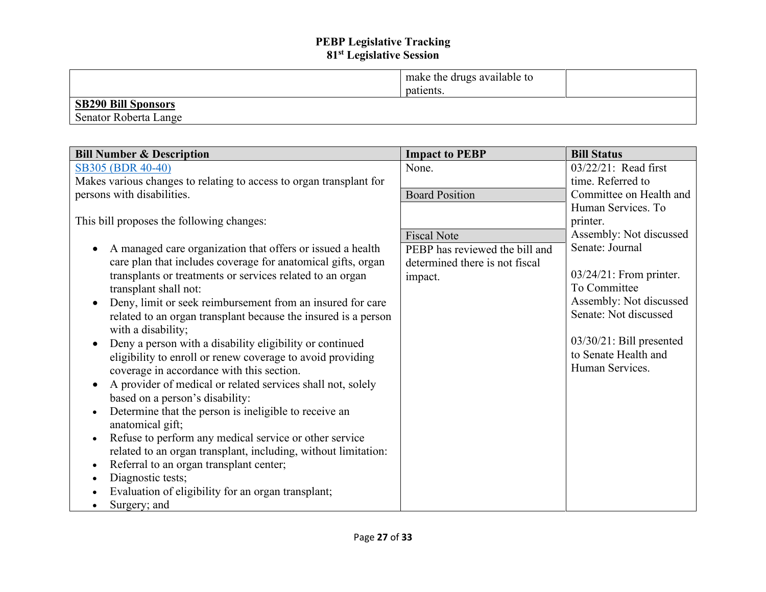# PEBP Legislative Tracking
## 81st Legislative Session

| | | |
|---|---|---|
| | make the drugs available to patients. | |
| **SB290 Bill Sponsors**<br>Senator Roberta Lange | | |

| Bill Number & Description | Impact to PEBP | Bill Status |
|---|---|---|
| SB305 (BDR 40-40)<br>Makes various changes to relating to access to organ transplant for persons with disabilities.<br><br>This bill proposes the following changes:<br><br>• A managed care organization that offers or issued a health care plan that includes coverage for anatomical gifts, organ transplants or treatments or services related to an organ transplant shall not:<br>• Deny, limit or seek reimbursement from an insured for care related to an organ transplant because the insured is a person with a disability;<br>• Deny a person with a disability eligibility or continued eligibility to enroll or renew coverage to avoid providing coverage in accordance with this section.<br>• A provider of medical or related services shall not, solely based on a person's disability:<br>• Determine that the person is ineligible to receive an anatomical gift;<br>• Refuse to perform any medical service or other service related to an organ transplant, including, without limitation:<br>• Referral to an organ transplant center;<br>• Diagnostic tests;<br>• Evaluation of eligibility for an organ transplant;<br>• Surgery; and | None.<br><br>**Board Position**<br><br>**Fiscal Note**<br>PEBP has reviewed the bill and determined there is not fiscal impact. | 03/22/21: Read first time. Referred to Committee on Health and Human Services. To printer.<br>Assembly: Not discussed<br>Senate: Journal<br><br>03/24/21: From printer. To Committee<br>Assembly: Not discussed<br>Senate: Not discussed<br><br>03/30/21: Bill presented to Senate Health and Human Services. |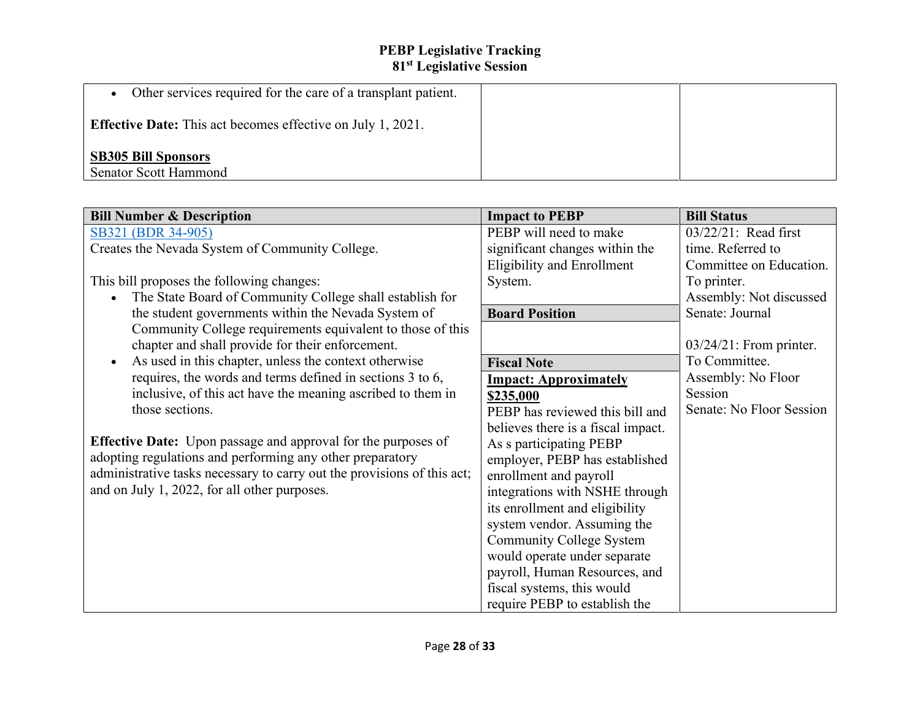| | | |
|---|---|---|
| • Other services required for the care of a transplant patient.<br><br>**Effective Date:** This act becomes effective on July 1, 2021.<br><br>**SB305 Bill Sponsors**<br>Senator Scott Hammond | | |

| Bill Number & Description | Impact to PEBP | Bill Status |
|---|---|---|
| SB321 (BDR 34-905)<br>Creates the Nevada System of Community College.<br><br>This bill proposes the following changes:<br>• The State Board of Community College shall establish for the student governments within the Nevada System of Community College requirements equivalent to those of this chapter and shall provide for their enforcement.<br>• As used in this chapter, unless the context otherwise requires, the words and terms defined in sections 3 to 6, inclusive, of this act have the meaning ascribed to them in those sections.<br><br>**Effective Date:** Upon passage and approval for the purposes of adopting regulations and performing any other preparatory administrative tasks necessary to carry out the provisions of this act; and on July 1, 2022, for all other purposes. | PEBP will need to make significant changes within the Eligibility and Enrollment System.<br><br>**Board Position**<br><br>**Fiscal Note**<br>**Impact: Approximately $235,000**<br>PEBP has reviewed this bill and believes there is a fiscal impact. As s participating PEBP employer, PEBP has established enrollment and payroll integrations with NSHE through its enrollment and eligibility system vendor. Assuming the Community College System would operate under separate payroll, Human Resources, and fiscal systems, this would require PEBP to establish the | 03/22/21: Read first time. Referred to Committee on Education. To printer.<br>Assembly: Not discussed<br>Senate: Journal<br><br>03/24/21: From printer. To Committee.<br>Assembly: No Floor Session<br>Senate: No Floor Session |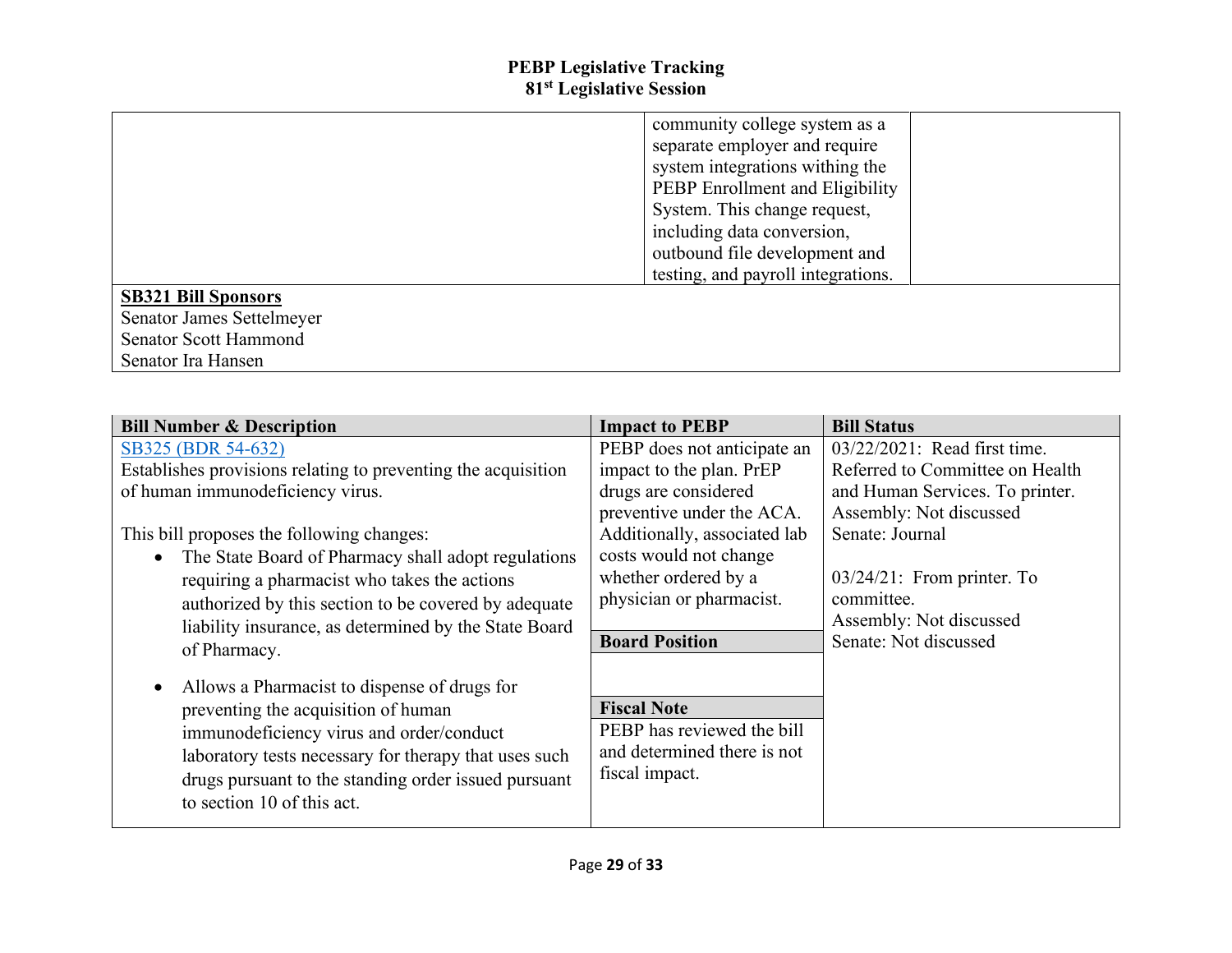| | | |
|---|---|---|
| | community college system as a separate employer and require system integrations withing the PEBP Enrollment and Eligibility System. This change request, including data conversion, outbound file development and testing, and payroll integrations. | |
| **SB321 Bill Sponsors**<br>Senator James Settelmeyer<br>Senator Scott Hammond<br>Senator Ira Hansen | | |

| Bill Number & Description | Impact to PEBP | Bill Status |
|---|---|---|
| [SB325 (BDR 54-632)](#)<br>Establishes provisions relating to preventing the acquisition of human immunodeficiency virus.<br><br>This bill proposes the following changes:<br>• The State Board of Pharmacy shall adopt regulations requiring a pharmacist who takes the actions authorized by this section to be covered by adequate liability insurance, as determined by the State Board of Pharmacy.<br>• Allows a Pharmacist to dispense of drugs for preventing the acquisition of human immunodeficiency virus and order/conduct laboratory tests necessary for therapy that uses such drugs pursuant to the standing order issued pursuant to section 10 of this act. | PEBP does not anticipate an impact to the plan. PrEP drugs are considered preventive under the ACA. Additionally, associated lab costs would not change whether ordered by a physician or pharmacist.<br><br>**Board Position**<br><br>**Fiscal Note**<br>PEBP has reviewed the bill and determined there is not fiscal impact. | 03/22/2021: Read first time. Referred to Committee on Health and Human Services. To printer.<br>Assembly: Not discussed<br>Senate: Journal<br><br>03/24/21: From printer. To committee.<br>Assembly: Not discussed<br>Senate: Not discussed |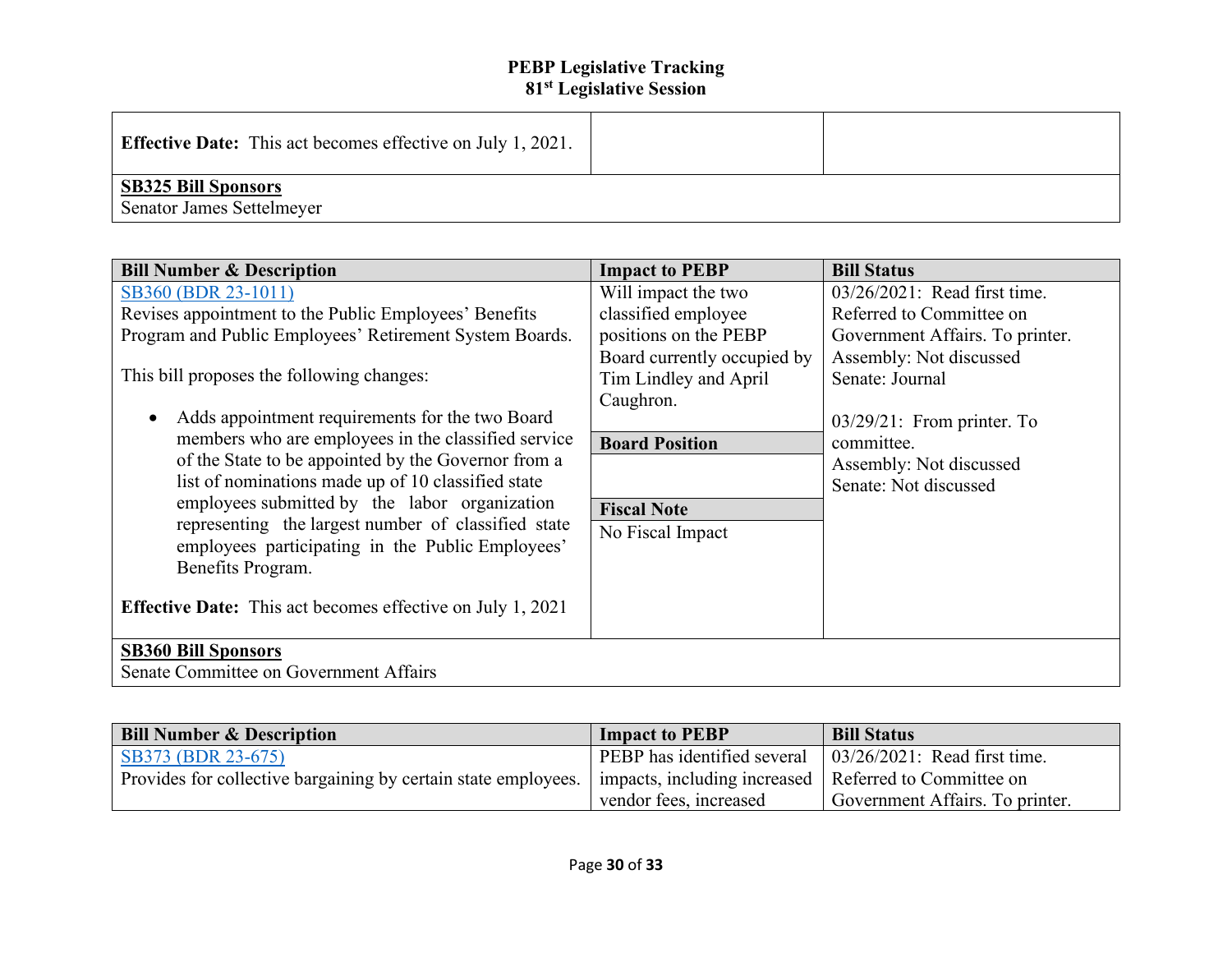# PEBP Legislative Tracking
## 81st Legislative Session

| | | |
|---|---|---|
| **Effective Date:** This act becomes effective on July 1, 2021. | | |
| **SB325 Bill Sponsors**<br>Senator James Settelmeyer | | |

| Bill Number & Description | Impact to PEBP | Bill Status |
|---|---|---|
| SB360 (BDR 23-1011)<br>Revises appointment to the Public Employees' Benefits Program and Public Employees' Retirement System Boards.<br><br>This bill proposes the following changes:<br><br>• Adds appointment requirements for the two Board members who are employees in the classified service of the State to be appointed by the Governor from a list of nominations made up of 10 classified state employees submitted by the labor organization representing the largest number of classified state employees participating in the Public Employees' Benefits Program.<br><br>**Effective Date:** This act becomes effective on July 1, 2021 | Will impact the two classified employee positions on the PEBP Board currently occupied by Tim Lindley and April Caughron.<br><br>**Board Position**<br><br>**Fiscal Note**<br>No Fiscal Impact | 03/26/2021: Read first time. Referred to Committee on Government Affairs. To printer.<br>Assembly: Not discussed<br>Senate: Journal<br><br>03/29/21: From printer. To committee.<br>Assembly: Not discussed<br>Senate: Not discussed |
| **SB360 Bill Sponsors**<br>Senate Committee on Government Affairs | | |

| Bill Number & Description | Impact to PEBP | Bill Status |
|---|---|---|
| SB373 (BDR 23-675)<br>Provides for collective bargaining by certain state employees. | PEBP has identified several impacts, including increased vendor fees, increased | 03/26/2021: Read first time. Referred to Committee on Government Affairs. To printer. |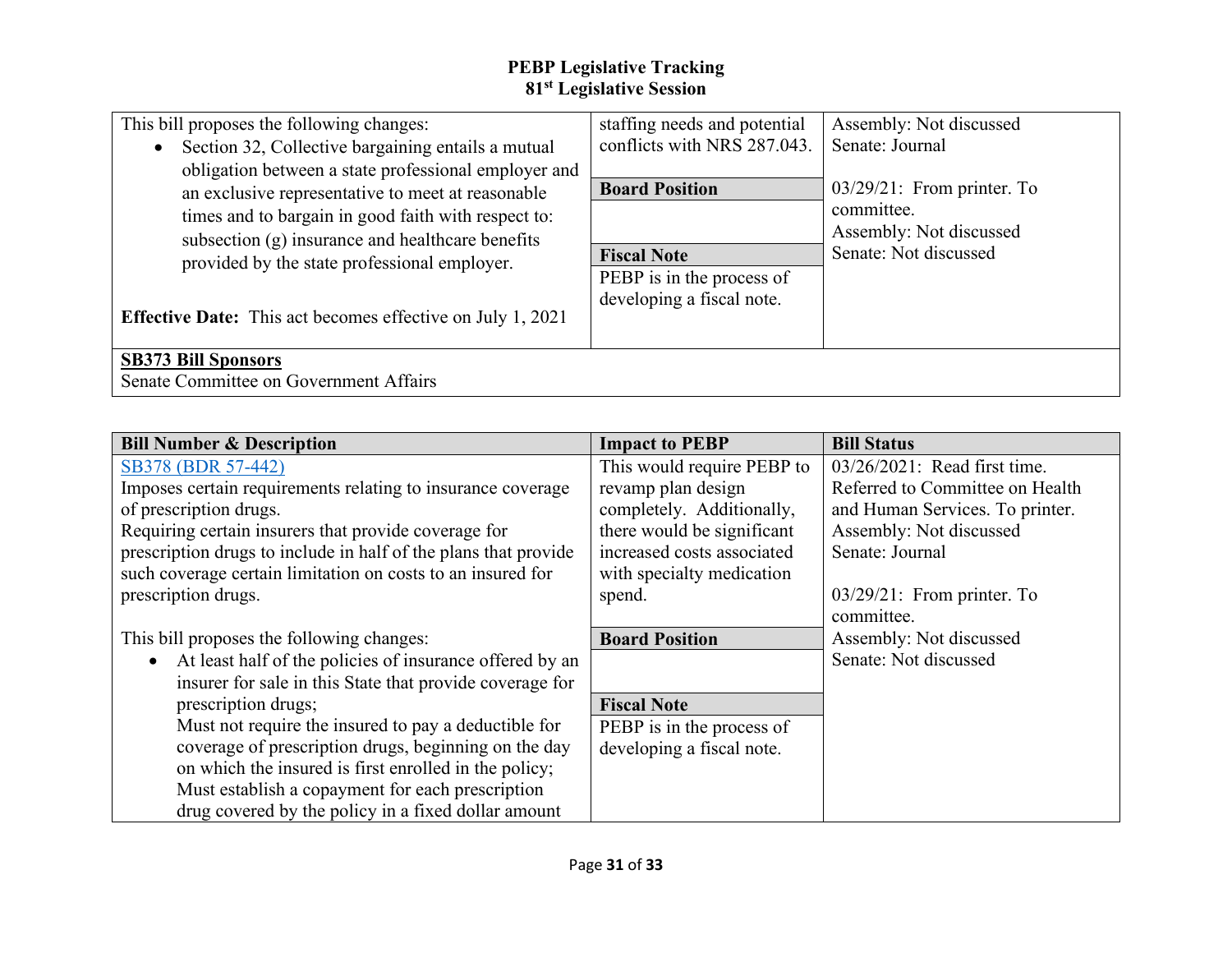| | | |
|---|---|---|
| This bill proposes the following changes:<br>• Section 32, Collective bargaining entails a mutual obligation between a state professional employer and an exclusive representative to meet at reasonable times and to bargain in good faith with respect to: subsection (g) insurance and healthcare benefits provided by the state professional employer.<br><br>**Effective Date:** This act becomes effective on July 1, 2021 | staffing needs and potential conflicts with NRS 287.043.<br><br>**Board Position**<br><br>**Fiscal Note**<br>PEBP is in the process of developing a fiscal note. | Assembly: Not discussed<br>Senate: Journal<br><br>03/29/21: From printer. To committee.<br>Assembly: Not discussed<br>Senate: Not discussed |
| **SB373 Bill Sponsors**<br>Senate Committee on Government Affairs | | |

| Bill Number & Description | Impact to PEBP | Bill Status |
|---|---|---|
| SB378 (BDR 57-442)<br>Imposes certain requirements relating to insurance coverage of prescription drugs.<br>Requiring certain insurers that provide coverage for prescription drugs to include in half of the plans that provide such coverage certain limitation on costs to an insured for prescription drugs.<br><br>This bill proposes the following changes:<br>• At least half of the policies of insurance offered by an insurer for sale in this State that provide coverage for prescription drugs;<br>Must not require the insured to pay a deductible for coverage of prescription drugs, beginning on the day on which the insured is first enrolled in the policy;<br>Must establish a copayment for each prescription drug covered by the policy in a fixed dollar amount | This would require PEBP to revamp plan design completely. Additionally, there would be significant increased costs associated with specialty medication spend.<br><br>**Board Position**<br><br>**Fiscal Note**<br>PEBP is in the process of developing a fiscal note. | 03/26/2021: Read first time. Referred to Committee on Health and Human Services. To printer.<br>Assembly: Not discussed<br>Senate: Journal<br><br>03/29/21: From printer. To committee.<br>Assembly: Not discussed<br>Senate: Not discussed |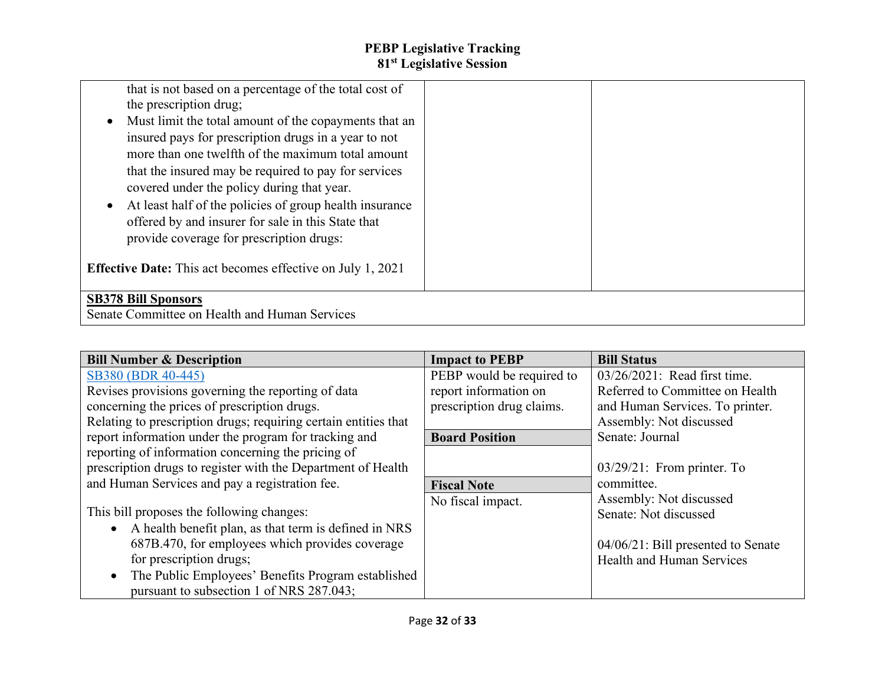# PEBP Legislative Tracking
## 81st Legislative Session

| | | |
|---|---|---|
| that is not based on a percentage of the total cost of the prescription drug;<br>• Must limit the total amount of the copayments that an insured pays for prescription drugs in a year to not more than one twelfth of the maximum total amount that the insured may be required to pay for services covered under the policy during that year.<br>• At least half of the policies of group health insurance offered by and insurer for sale in this State that provide coverage for prescription drugs:<br><br>**Effective Date:** This act becomes effective on July 1, 2021 | | |
| **SB378 Bill Sponsors**<br>Senate Committee on Health and Human Services | | |

| Bill Number & Description | Impact to PEBP | Bill Status |
|---|---|---|
| [SB380 (BDR 40-445)]<br>Revises provisions governing the reporting of data concerning the prices of prescription drugs.<br>Relating to prescription drugs; requiring certain entities that report information under the program for tracking and reporting of information concerning the pricing of prescription drugs to register with the Department of Health and Human Services and pay a registration fee.<br><br>This bill proposes the following changes:<br>• A health benefit plan, as that term is defined in NRS 687B.470, for employees which provides coverage for prescription drugs;<br>• The Public Employees' Benefits Program established pursuant to subsection 1 of NRS 287.043; | PEBP would be required to report information on prescription drug claims.<br><br>**Board Position**<br><br>**Fiscal Note**<br>No fiscal impact. | 03/26/2021: Read first time. Referred to Committee on Health and Human Services. To printer.<br>Assembly: Not discussed<br>Senate: Journal<br><br>03/29/21: From printer. To committee.<br>Assembly: Not discussed<br>Senate: Not discussed<br><br>04/06/21: Bill presented to Senate Health and Human Services |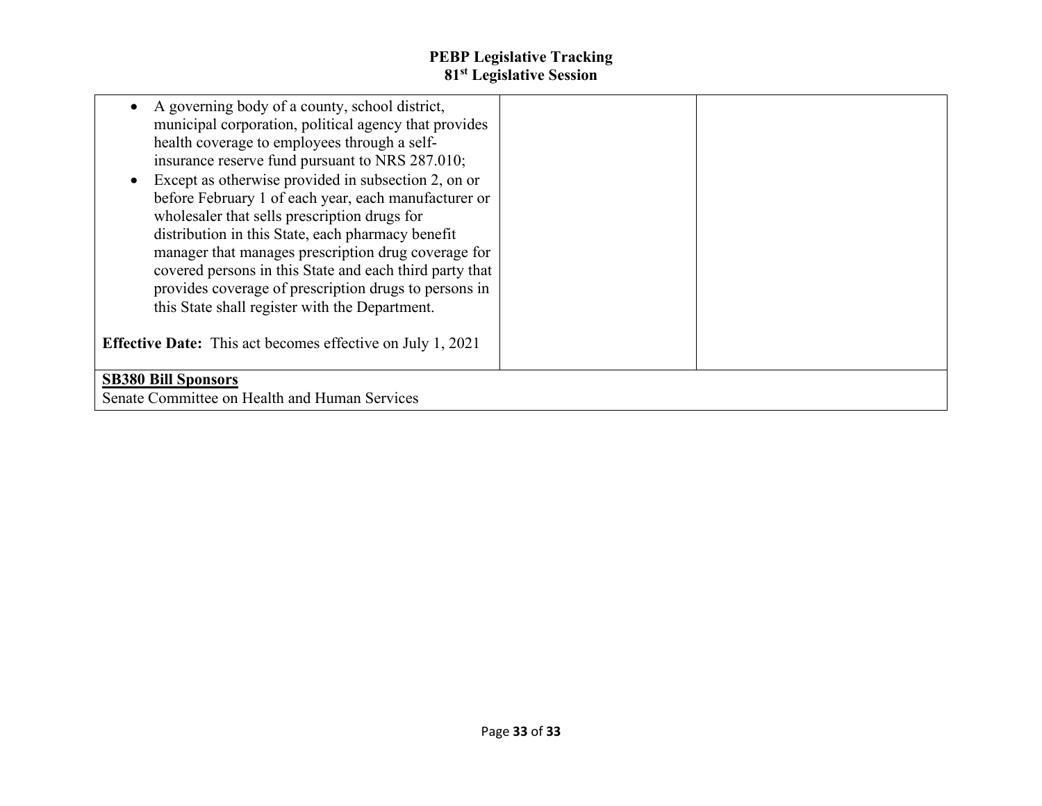| | | |
|---|---|---|
| • A governing body of a county, school district, municipal corporation, political agency that provides health coverage to employees through a self-insurance reserve fund pursuant to NRS 287.010;<br>• Except as otherwise provided in subsection 2, on or before February 1 of each year, each manufacturer or wholesaler that sells prescription drugs for distribution in this State, each pharmacy benefit manager that manages prescription drug coverage for covered persons in this State and each third party that provides coverage of prescription drugs to persons in this State shall register with the Department.<br><br>**Effective Date:** This act becomes effective on July 1, 2021 | | |
| **<u>SB380 Bill Sponsors</u>**<br>Senate Committee on Health and Human Services | | |